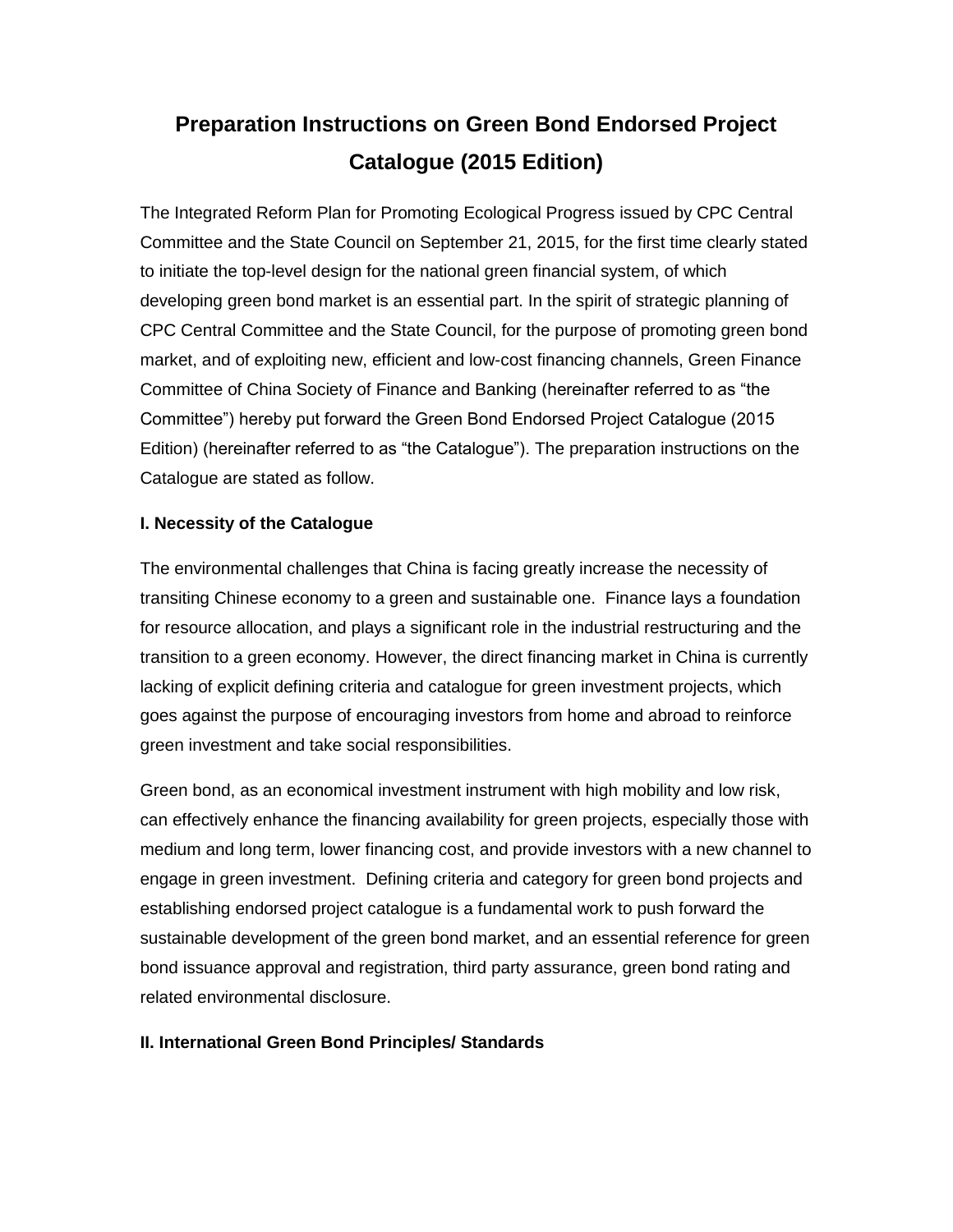# Preparation Instructions on Green Bond Endorsed Project Catalogue (2015 Edition)

The Integrated Reform Plan for Promoting Ecological Progress issued by CPC Central Committee and the State Council on September 21, 2015, for the first time clearly stated to initiate the top-level design for the national green financial system, of which developing green bond market is an essential part. In the spirit of strategic planning of CPC Central Committee and the State Council, for the purpose of promoting green bond market, and of exploiting new, efficient and low-cost financing channels, Green Finance Committee of China Society of Finance and Banking (hereinafter referred to as "the Committee") hereby put forward the Green Bond Endorsed Project Catalogue (2015 Edition) (hereinafter referred to as "the Catalogue"). The preparation instructions on the Catalogue are stated as follow.

### I. Necessity of the Catalogue

The environmental challenges that China is facing greatly increase the necessity of transiting Chinese economy to a green and sustainable one. Finance lays a foundation for resource allocation, and plays a significant role in the industrial restructuring and the transition to a green economy. However, the direct financing market in China is currently lacking of explicit defining criteria and catalogue for green investment projects, which goes against the purpose of encouraging investors from home and abroad to reinforce green investment and take social responsibilities.

Green bond, as an economical investment instrument with high mobility and low risk, can effectively enhance the financing availability for green projects, especially those with medium and long term, lower financing cost, and provide investors with a new channel to engage in green investment. Defining criteria and category for green bond projects and establishing endorsed project catalogue is a fundamental work to push forward the sustainable development of the green bond market, and an essential reference for green bond issuance approval and registration, third party assurance, green bond rating and related environmental disclosure.

### II. International Green Bond Principles/ Standards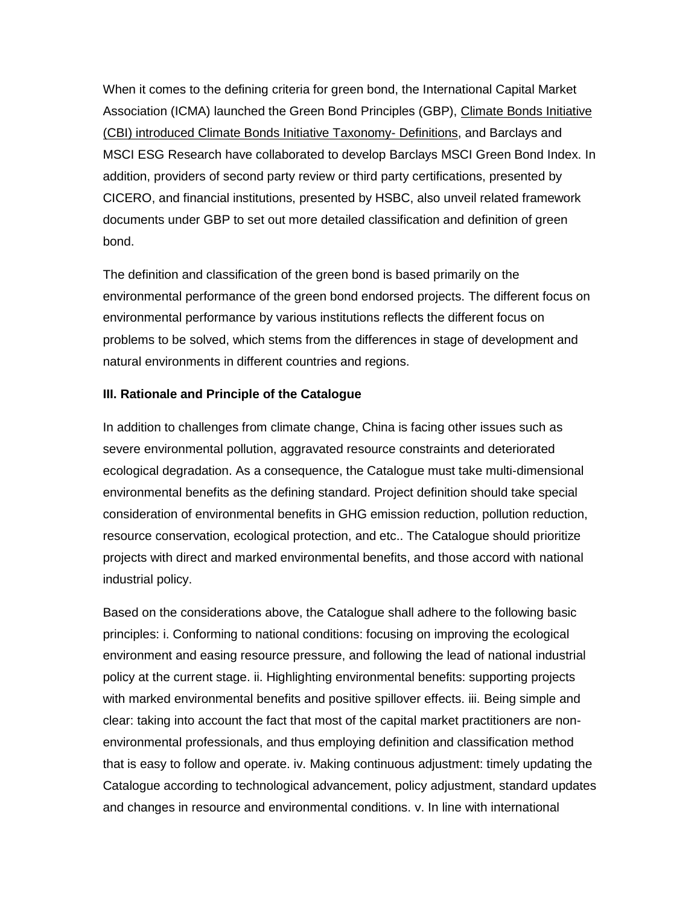When it comes to the defining criteria for green bond, the International Capital Market Association (ICMA) launched the Green Bond Principles (GBP), Climate Bonds Initiative (CBI) introduced Climate Bonds Initiative Taxonomy- Definitions, and Barclays and MSCI ESG Research have collaborated to develop Barclays MSCI Green Bond Index. In addition, providers of second party review or third party certifications, presented by CICERO, and financial institutions, presented by HSBC, also unveil related framework documents under GBP to set out more detailed classification and definition of green bond.

The definition and classification of the green bond is based primarily on the environmental performance of the green bond endorsed projects. The different focus on environmental performance by various institutions reflects the different focus on problems to be solved, which stems from the differences in stage of development and natural environments in different countries and regions.

**III. Rationale and Principle of the Catalogue**

In addition to challenges from climate change, China is facing other issues such as severe environmental pollution, aggravated resource constraints and deteriorated ecological degradation. As a consequence, the Catalogue must take multi-dimensional environmental benefits as the defining standard. Project definition should take special consideration of environmental benefits in GHG emission reduction, pollution reduction, resource conservation, ecological protection, and etc.. The Catalogue should prioritize projects with direct and marked environmental benefits, and those accord with national industrial policy.

Based on the considerations above, the Catalogue shall adhere to the following basic principles: i. Conforming to national conditions: focusing on improving the ecological environment and easing resource pressure, and following the lead of national industrial policy at the current stage. ii. Highlighting environmental benefits: supporting projects with marked environmental benefits and positive spillover effects. iii. Being simple and clear: taking into account the fact that most of the capital market practitioners are non-environmental professionals, and thus employing definition and classification method that is easy to follow and operate. iv. Making continuous adjustment: timely updating the Catalogue according to technological advancement, policy adjustment, standard updates and changes in resource and environmental conditions. v. In line with international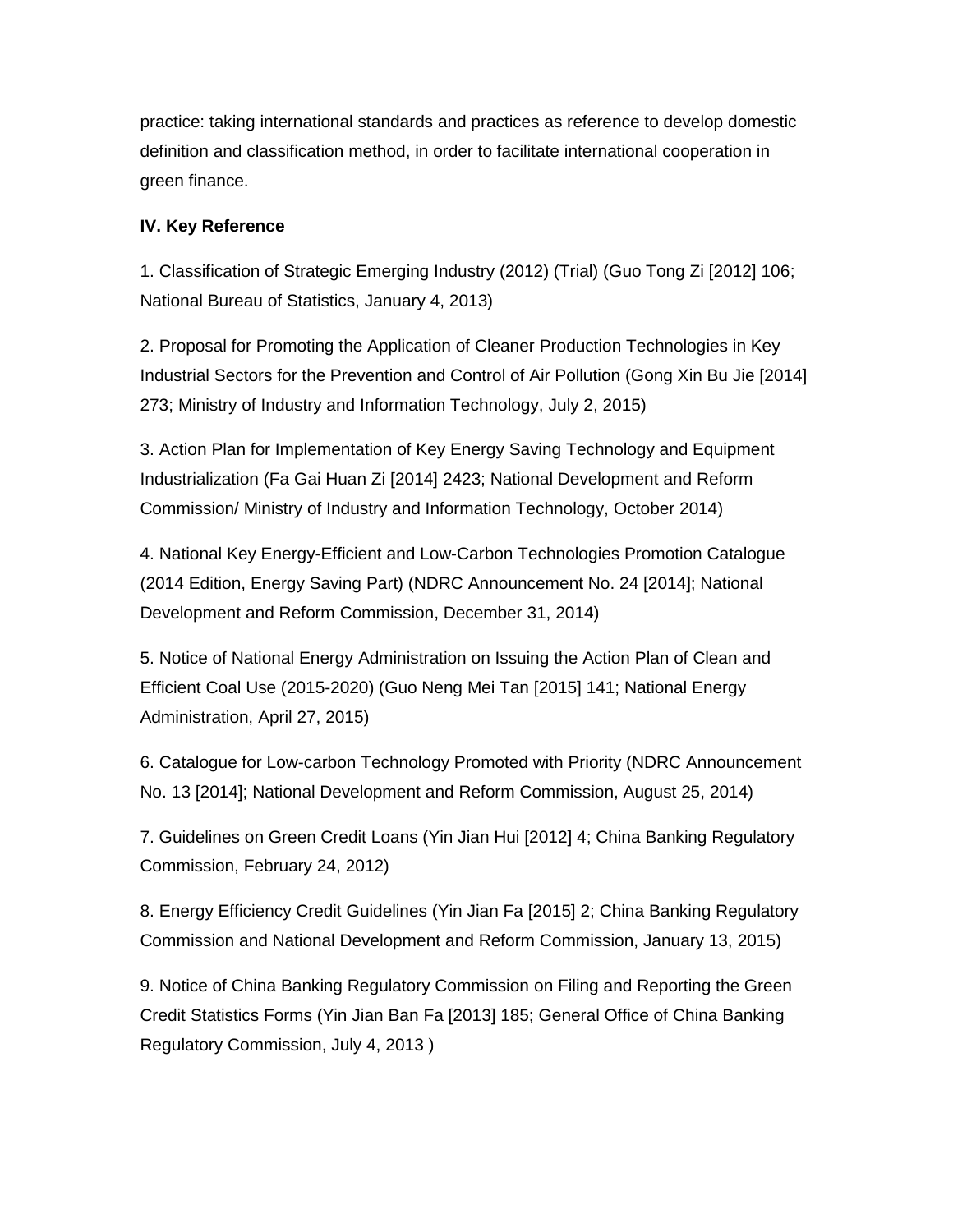practice: taking international standards and practices as reference to develop domestic definition and classification method, in order to facilitate international cooperation in green finance.

**IV. Key Reference**

1. Classification of Strategic Emerging Industry (2012) (Trial) (Guo Tong Zi [2012] 106; National Bureau of Statistics, January 4, 2013)

2. Proposal for Promoting the Application of Cleaner Production Technologies in Key Industrial Sectors for the Prevention and Control of Air Pollution (Gong Xin Bu Jie [2014] 273; Ministry of Industry and Information Technology, July 2, 2015)

3. Action Plan for Implementation of Key Energy Saving Technology and Equipment Industrialization (Fa Gai Huan Zi [2014] 2423; National Development and Reform Commission/ Ministry of Industry and Information Technology, October 2014)

4. National Key Energy-Efficient and Low-Carbon Technologies Promotion Catalogue (2014 Edition, Energy Saving Part) (NDRC Announcement No. 24 [2014]; National Development and Reform Commission, December 31, 2014)

5. Notice of National Energy Administration on Issuing the Action Plan of Clean and Efficient Coal Use (2015-2020) (Guo Neng Mei Tan [2015] 141; National Energy Administration, April 27, 2015)

6. Catalogue for Low-carbon Technology Promoted with Priority (NDRC Announcement No. 13 [2014]; National Development and Reform Commission, August 25, 2014)

7. Guidelines on Green Credit Loans (Yin Jian Hui [2012] 4; China Banking Regulatory Commission, February 24, 2012)

8. Energy Efficiency Credit Guidelines (Yin Jian Fa [2015] 2; China Banking Regulatory Commission and National Development and Reform Commission, January 13, 2015)

9. Notice of China Banking Regulatory Commission on Filing and Reporting the Green Credit Statistics Forms (Yin Jian Ban Fa [2013] 185; General Office of China Banking Regulatory Commission, July 4, 2013 )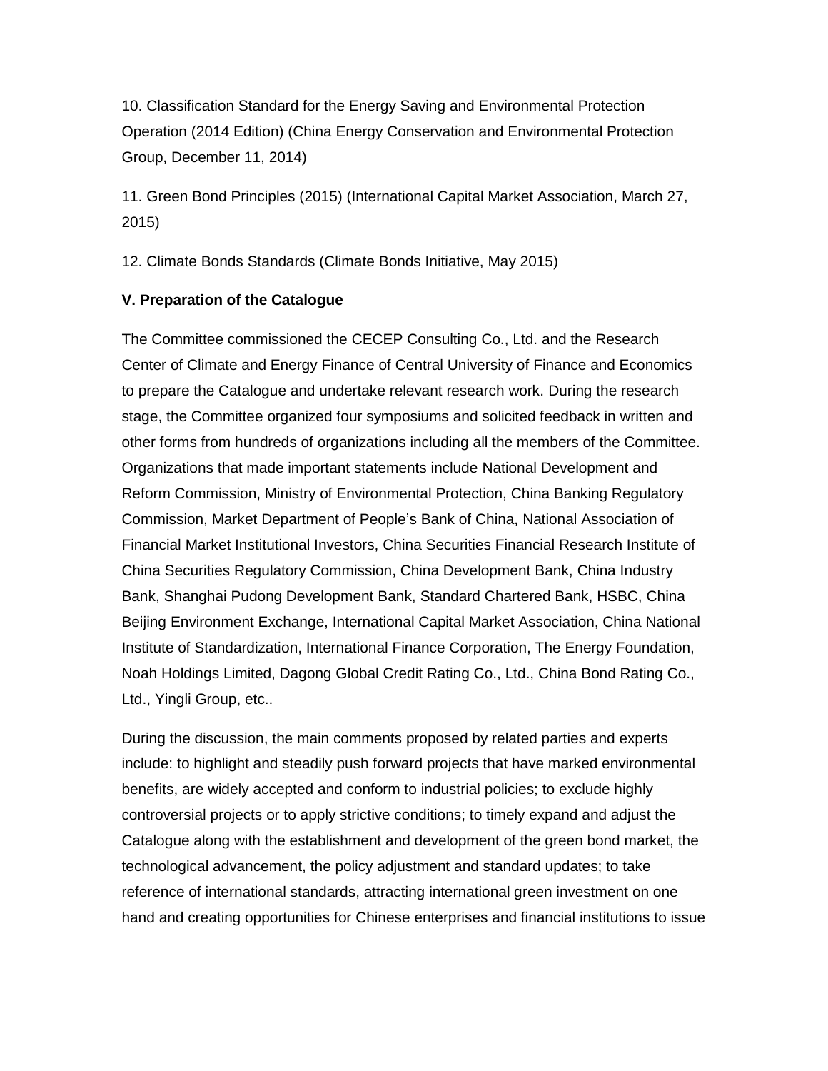10. Classification Standard for the Energy Saving and Environmental Protection Operation (2014 Edition) (China Energy Conservation and Environmental Protection Group, December 11, 2014)

11. Green Bond Principles (2015) (International Capital Market Association, March 27, 2015)

12. Climate Bonds Standards (Climate Bonds Initiative, May 2015)

**V. Preparation of the Catalogue**

The Committee commissioned the CECEP Consulting Co., Ltd. and the Research Center of Climate and Energy Finance of Central University of Finance and Economics to prepare the Catalogue and undertake relevant research work. During the research stage, the Committee organized four symposiums and solicited feedback in written and other forms from hundreds of organizations including all the members of the Committee. Organizations that made important statements include National Development and Reform Commission, Ministry of Environmental Protection, China Banking Regulatory Commission, Market Department of People's Bank of China, National Association of Financial Market Institutional Investors, China Securities Financial Research Institute of China Securities Regulatory Commission, China Development Bank, China Industry Bank, Shanghai Pudong Development Bank, Standard Chartered Bank, HSBC, China Beijing Environment Exchange, International Capital Market Association, China National Institute of Standardization, International Finance Corporation, The Energy Foundation, Noah Holdings Limited, Dagong Global Credit Rating Co., Ltd., China Bond Rating Co., Ltd., Yingli Group, etc..

During the discussion, the main comments proposed by related parties and experts include: to highlight and steadily push forward projects that have marked environmental benefits, are widely accepted and conform to industrial policies; to exclude highly controversial projects or to apply strictive conditions; to timely expand and adjust the Catalogue along with the establishment and development of the green bond market, the technological advancement, the policy adjustment and standard updates; to take reference of international standards, attracting international green investment on one hand and creating opportunities for Chinese enterprises and financial institutions to issue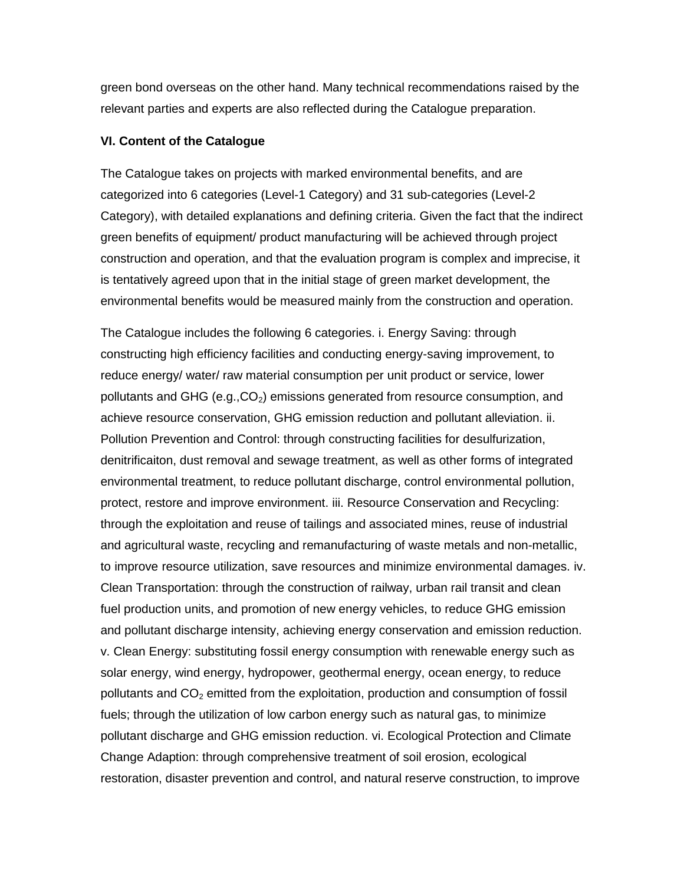green bond overseas on the other hand. Many technical recommendations raised by the relevant parties and experts are also reflected during the Catalogue preparation.

**VI. Content of the Catalogue**

The Catalogue takes on projects with marked environmental benefits, and are categorized into 6 categories (Level-1 Category) and 31 sub-categories (Level-2 Category), with detailed explanations and defining criteria. Given the fact that the indirect green benefits of equipment/ product manufacturing will be achieved through project construction and operation, and that the evaluation program is complex and imprecise, it is tentatively agreed upon that in the initial stage of green market development, the environmental benefits would be measured mainly from the construction and operation.

The Catalogue includes the following 6 categories. i. Energy Saving: through constructing high efficiency facilities and conducting energy-saving improvement, to reduce energy/ water/ raw material consumption per unit product or service, lower pollutants and GHG (e.g.,$CO_2$) emissions generated from resource consumption, and achieve resource conservation, GHG emission reduction and pollutant alleviation. ii. Pollution Prevention and Control: through constructing facilities for desulfurization, denitrificaiton, dust removal and sewage treatment, as well as other forms of integrated environmental treatment, to reduce pollutant discharge, control environmental pollution, protect, restore and improve environment. iii. Resource Conservation and Recycling: through the exploitation and reuse of tailings and associated mines, reuse of industrial and agricultural waste, recycling and remanufacturing of waste metals and non-metallic, to improve resource utilization, save resources and minimize environmental damages. iv. Clean Transportation: through the construction of railway, urban rail transit and clean fuel production units, and promotion of new energy vehicles, to reduce GHG emission and pollutant discharge intensity, achieving energy conservation and emission reduction. v. Clean Energy: substituting fossil energy consumption with renewable energy such as solar energy, wind energy, hydropower, geothermal energy, ocean energy, to reduce pollutants and $CO_2$ emitted from the exploitation, production and consumption of fossil fuels; through the utilization of low carbon energy such as natural gas, to minimize pollutant discharge and GHG emission reduction. vi. Ecological Protection and Climate Change Adaption: through comprehensive treatment of soil erosion, ecological restoration, disaster prevention and control, and natural reserve construction, to improve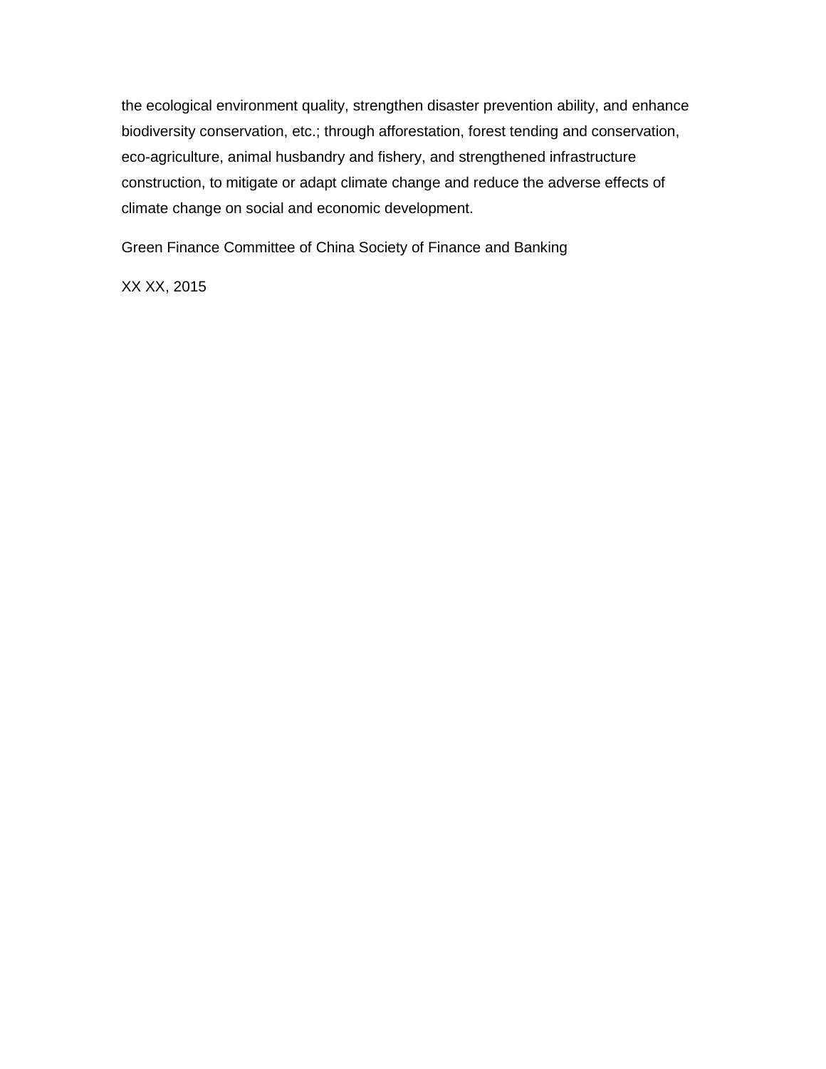the ecological environment quality, strengthen disaster prevention ability, and enhance biodiversity conservation, etc.; through afforestation, forest tending and conservation, eco-agriculture, animal husbandry and fishery, and strengthened infrastructure construction, to mitigate or adapt climate change and reduce the adverse effects of climate change on social and economic development.

Green Finance Committee of China Society of Finance and Banking

XX XX, 2015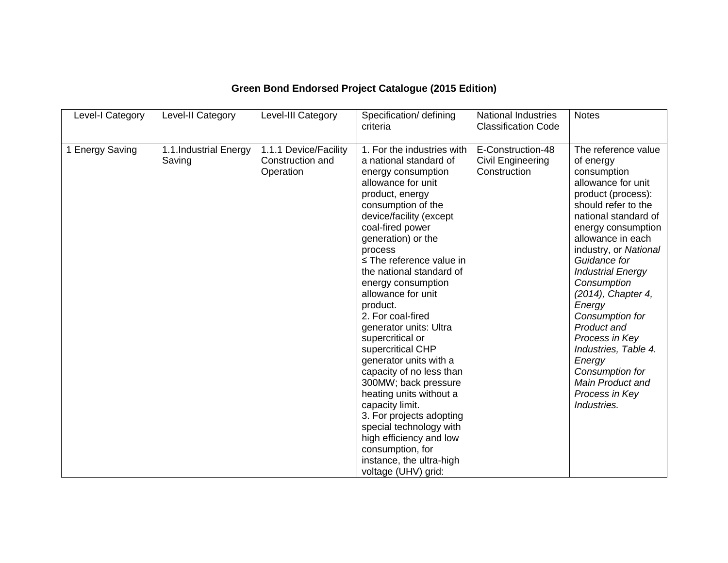**Green Bond Endorsed Project Catalogue (2015 Edition)**

| Level-I Category | Level-II Category | Level-III Category | Specification/ defining criteria | National Industries Classification Code | Notes |
|---|---|---|---|---|---|
| 1 Energy Saving | 1.1.Industrial Energy Saving | 1.1.1 Device/Facility Construction and Operation | 1. For the industries with a national standard of energy consumption allowance for unit product, energy consumption of the device/facility (except coal-fired power generation) or the process ≤ The reference value in the national standard of energy consumption allowance for unit product.<br>2. For coal-fired generator units: Ultra supercritical or supercritical CHP generator units with a capacity of no less than 300MW; back pressure heating units without a capacity limit.<br>3. For projects adopting special technology with high efficiency and low consumption, for instance, the ultra-high voltage (UHV) grid: | E-Construction-48 Civil Engineering Construction | The reference value of energy consumption allowance for unit product (process): should refer to the national standard of energy consumption allowance in each industry, or *National Guidance for Industrial Energy Consumption (2014), Chapter 4, Energy Consumption for Product and Process in Key Industries, Table 4. Energy Consumption for Main Product and Process in Key Industries.* |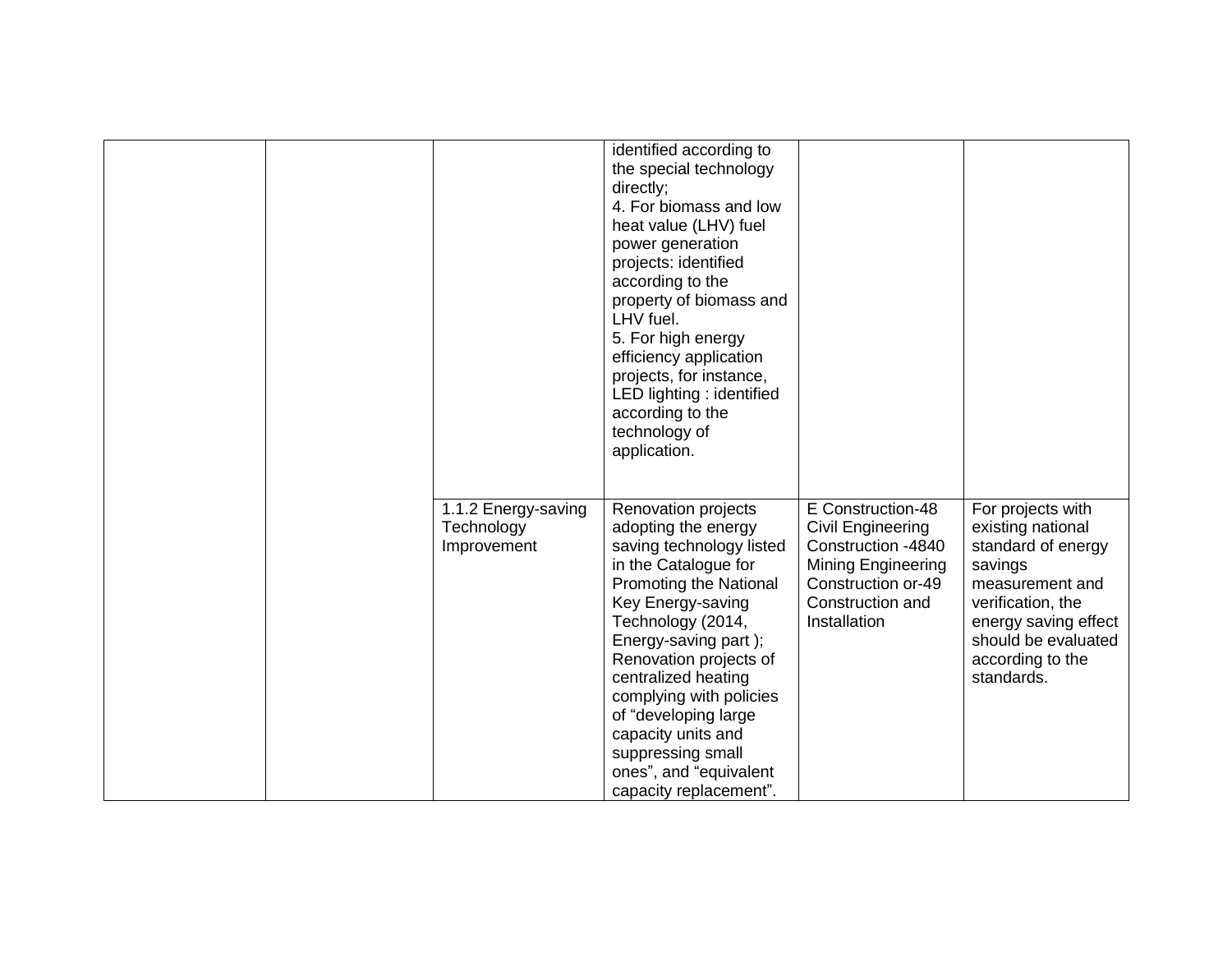| | | | | | |
|---|---|---|---|---|---|
| | | | identified according to the special technology directly;<br>4. For biomass and low heat value (LHV) fuel power generation projects: identified according to the property of biomass and LHV fuel.<br>5. For high energy efficiency application projects, for instance, LED lighting : identified according to the technology of application. | | |
| | | 1.1.2 Energy-saving Technology Improvement | Renovation projects adopting the energy saving technology listed in the Catalogue for Promoting the National Key Energy-saving Technology (2014, Energy-saving part ); Renovation projects of centralized heating complying with policies of "developing large capacity units and suppressing small ones", and "equivalent capacity replacement". | E Construction-48 Civil Engineering Construction -4840 Mining Engineering Construction or-49 Construction and Installation | For projects with existing national standard of energy savings measurement and verification, the energy saving effect should be evaluated according to the standards. |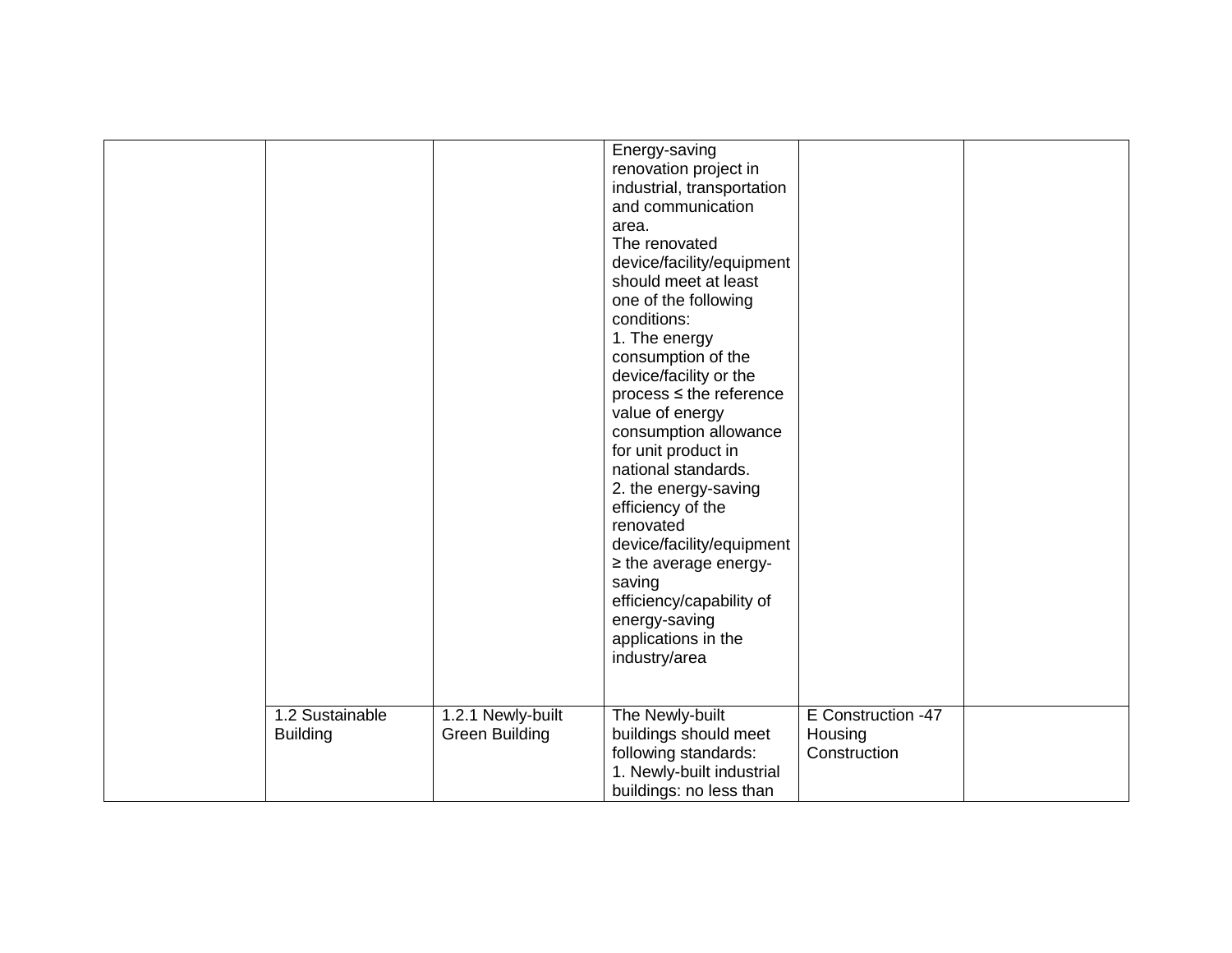|  |  |  |  |  |  |
|---|---|---|---|---|---|
|  |  |  | Energy-saving renovation project in industrial, transportation and communication area.<br>The renovated device/facility/equipment should meet at least one of the following conditions:<br>1. The energy consumption of the device/facility or the process ≤ the reference value of energy consumption allowance for unit product in national standards.<br>2. the energy-saving efficiency of the renovated device/facility/equipment ≥ the average energy-saving efficiency/capability of energy-saving applications in the industry/area |  |  |
|  | 1.2 Sustainable Building | 1.2.1 Newly-built Green Building | The Newly-built buildings should meet following standards:<br>1. Newly-built industrial buildings: no less than | E Construction -47 Housing Construction |  |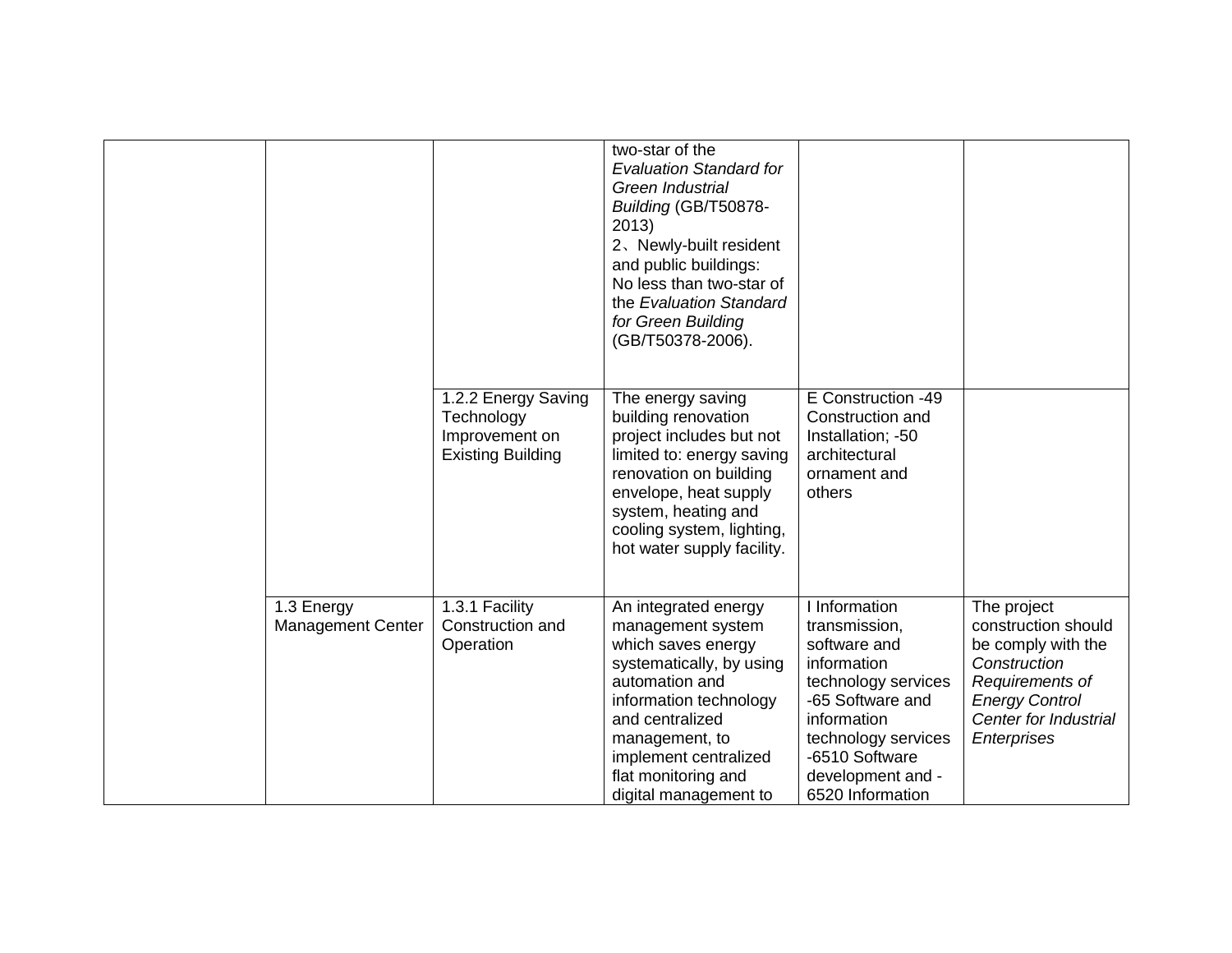| | | | | | |
|---|---|---|---|---|---|
| | | | two-star of the *Evaluation Standard for Green Industrial Building* (GB/T50878-2013)<br>2、Newly-built resident and public buildings: No less than two-star of the *Evaluation Standard for Green Building* (GB/T50378-2006). | | |
| | | 1.2.2 Energy Saving Technology Improvement on Existing Building | The energy saving building renovation project includes but not limited to: energy saving renovation on building envelope, heat supply system, heating and cooling system, lighting, hot water supply facility. | E Construction -49 Construction and Installation; -50 architectural ornament and others | |
| | 1.3 Energy Management Center | 1.3.1 Facility Construction and Operation | An integrated energy management system which saves energy systematically, by using automation and information technology and centralized management, to implement centralized flat monitoring and digital management to | I Information transmission, software and information technology services -65 Software and information technology services -6510 Software development and -6520 Information | The project construction should be comply with the *Construction Requirements of Energy Control Center for Industrial Enterprises* |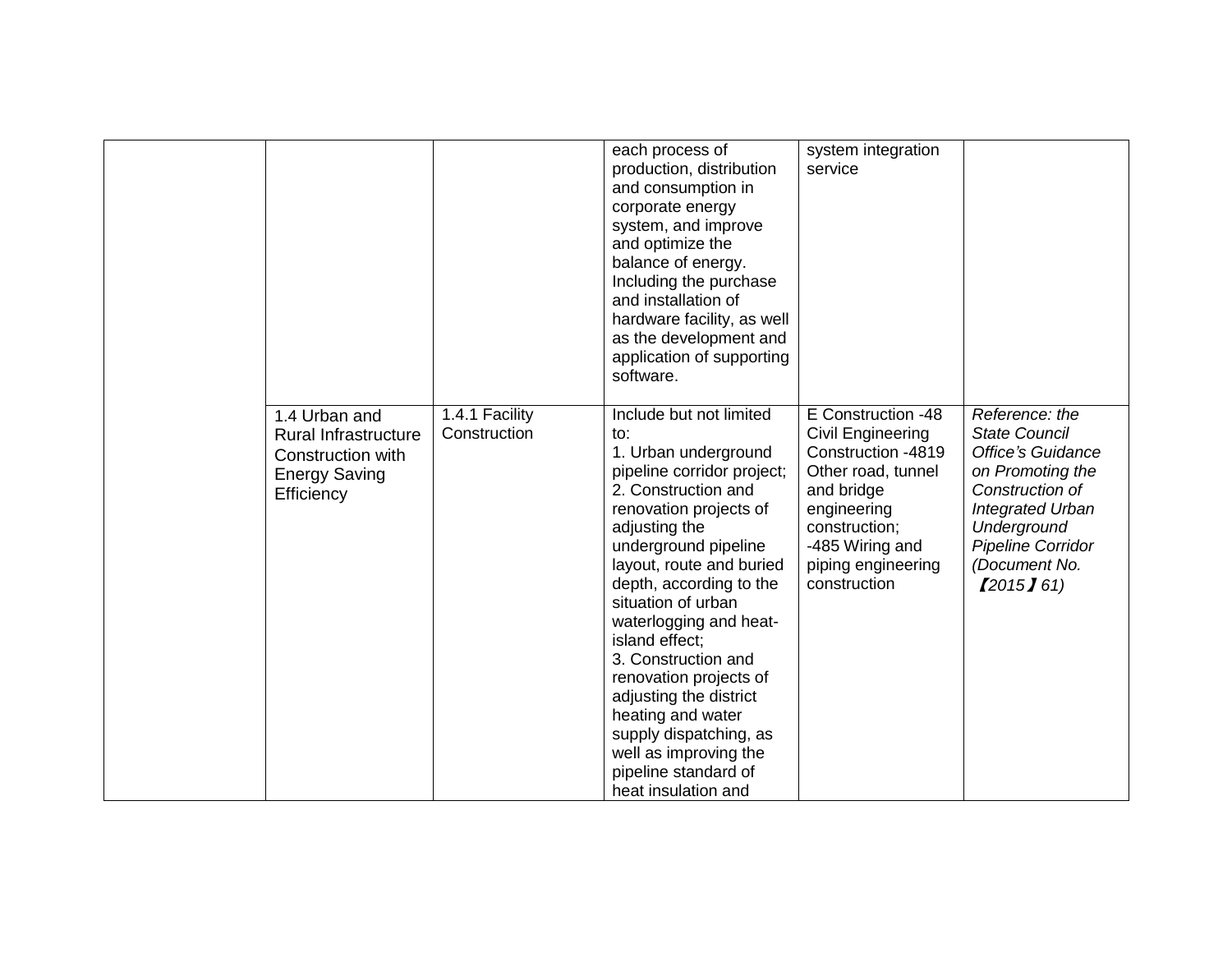| | | | | | |
|---|---|---|---|---|---|
| | | | each process of production, distribution and consumption in corporate energy system, and improve and optimize the balance of energy. Including the purchase and installation of hardware facility, as well as the development and application of supporting software. | system integration service | |
| | 1.4 Urban and Rural Infrastructure Construction with Energy Saving Efficiency | 1.4.1 Facility Construction | Include but not limited to:<br>1. Urban underground pipeline corridor project;<br>2. Construction and renovation projects of adjusting the underground pipeline layout, route and buried depth, according to the situation of urban waterlogging and heat-island effect;<br>3. Construction and renovation projects of adjusting the district heating and water supply dispatching, as well as improving the pipeline standard of heat insulation and | E Construction -48 Civil Engineering Construction -4819 Other road, tunnel and bridge engineering construction;<br>-485 Wiring and piping engineering construction | *Reference: the State Council Office's Guidance on Promoting the Construction of Integrated Urban Underground Pipeline Corridor (Document No. 【2015】61)* |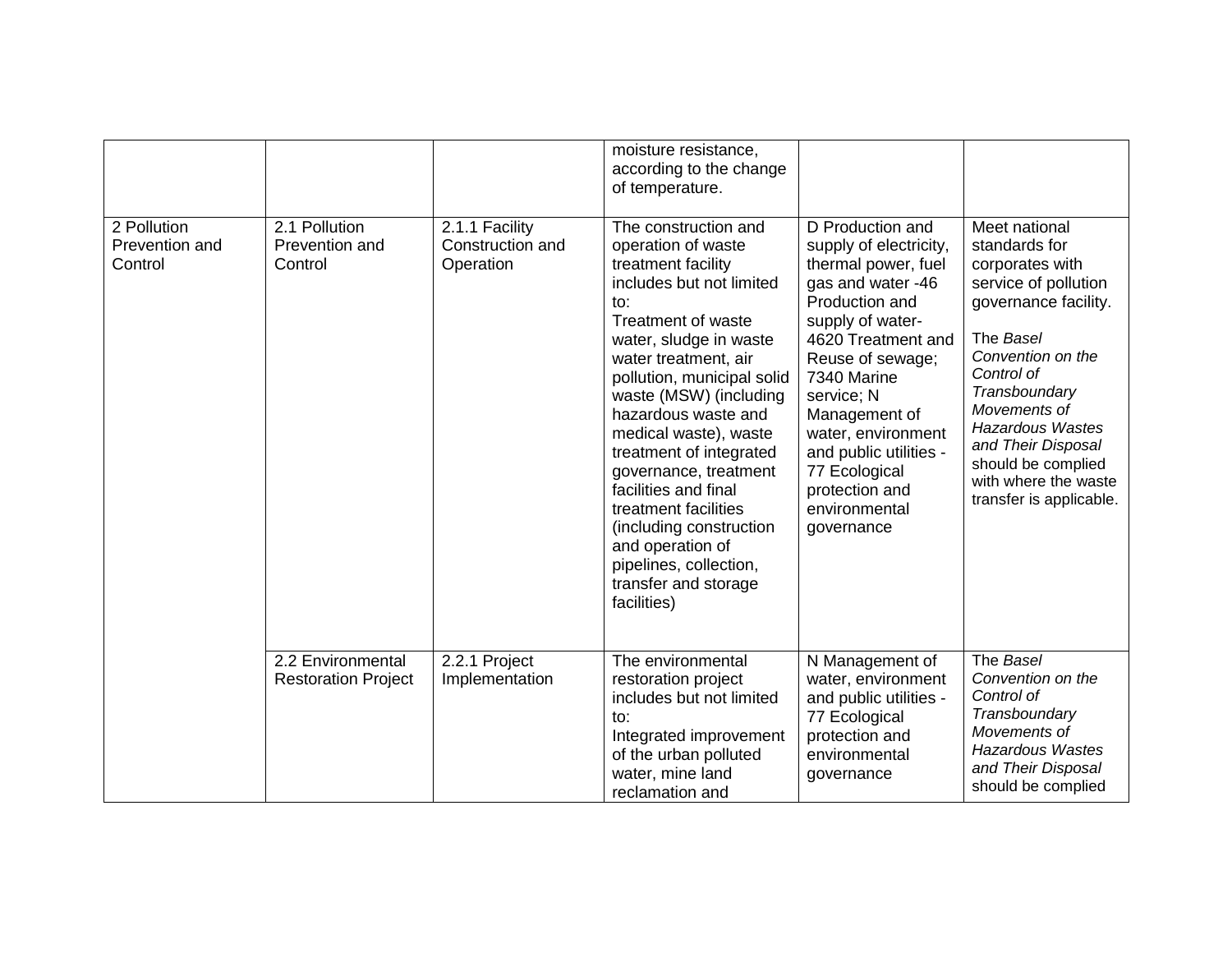| | | | | | |
|---|---|---|---|---|---|
| | | | moisture resistance, according to the change of temperature. | | |
| 2 Pollution Prevention and Control | 2.1 Pollution Prevention and Control | 2.1.1 Facility Construction and Operation | The construction and operation of waste treatment facility includes but not limited to:<br>Treatment of waste water, sludge in waste water treatment, air pollution, municipal solid waste (MSW) (including hazardous waste and medical waste), waste treatment of integrated governance, treatment facilities and final treatment facilities (including construction and operation of pipelines, collection, transfer and storage facilities) | D Production and supply of electricity, thermal power, fuel gas and water -46 Production and supply of water-4620 Treatment and Reuse of sewage; 7340 Marine service; N Management of water, environment and public utilities -77 Ecological protection and environmental governance | Meet national standards for corporates with service of pollution governance facility.<br><br>The *Basel Convention on the Control of Transboundary Movements of Hazardous Wastes and Their Disposal* should be complied with where the waste transfer is applicable. |
| | 2.2 Environmental Restoration Project | 2.2.1 Project Implementation | The environmental restoration project includes but not limited to:<br>Integrated improvement of the urban polluted water, mine land reclamation and | N Management of water, environment and public utilities -77 Ecological protection and environmental governance | The *Basel Convention on the Control of Transboundary Movements of Hazardous Wastes and Their Disposal* should be complied |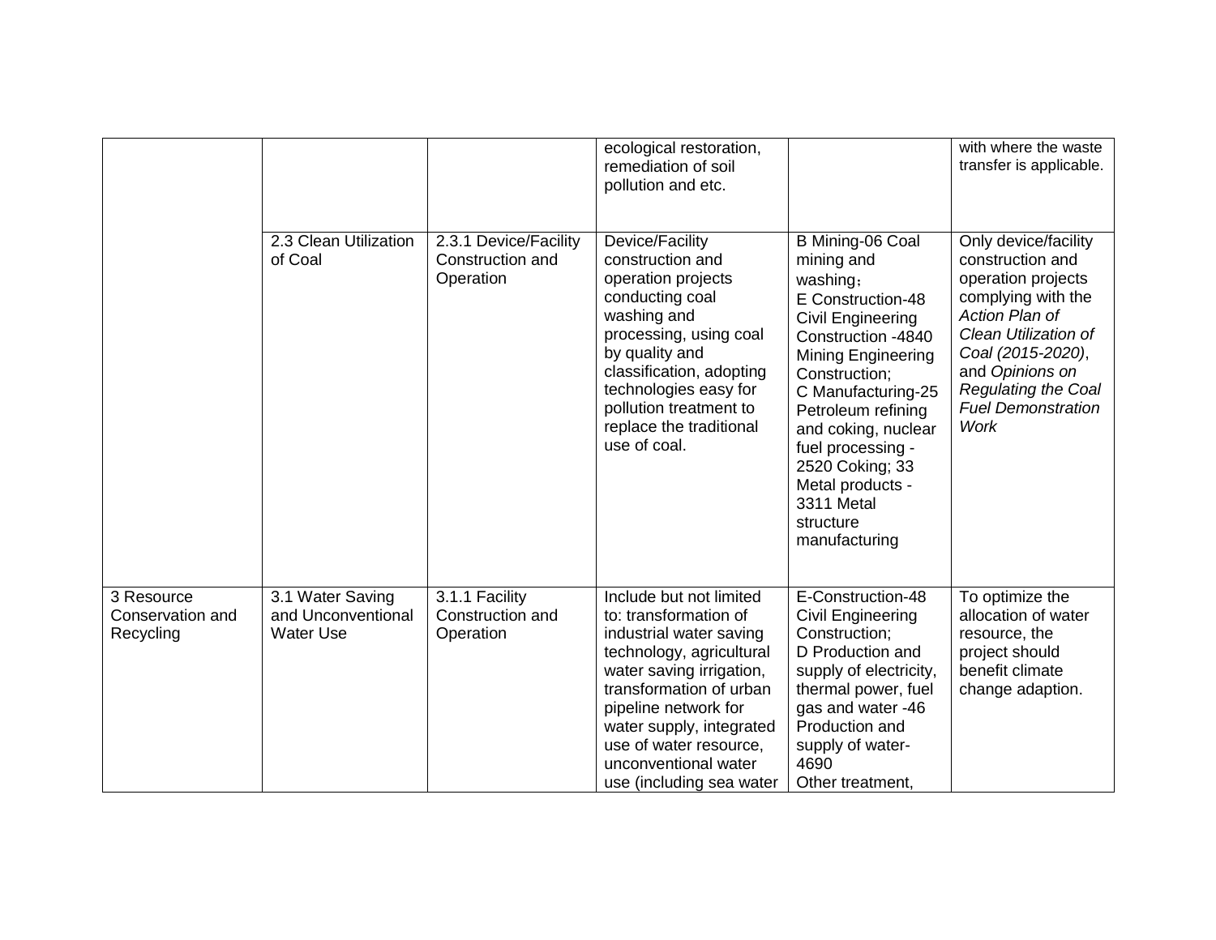| | | | ecological restoration, remediation of soil pollution and etc. | | with where the waste transfer is applicable. |
|---|---|---|---|---|---|
| | 2.3 Clean Utilization of Coal | 2.3.1 Device/Facility Construction and Operation | Device/Facility construction and operation projects conducting coal washing and processing, using coal by quality and classification, adopting technologies easy for pollution treatment to replace the traditional use of coal. | B Mining-06 Coal mining and washing； E Construction-48 Civil Engineering Construction -4840 Mining Engineering Construction; C Manufacturing-25 Petroleum refining and coking, nuclear fuel processing - 2520 Coking; 33 Metal products - 3311 Metal structure manufacturing | Only device/facility construction and operation projects complying with the *Action Plan of Clean Utilization of Coal (2015-2020)*, and *Opinions on Regulating the Coal Fuel Demonstration Work* |
| 3 Resource Conservation and Recycling | 3.1 Water Saving and Unconventional Water Use | 3.1.1 Facility Construction and Operation | Include but not limited to: transformation of industrial water saving technology, agricultural water saving irrigation, transformation of urban pipeline network for water supply, integrated use of water resource, unconventional water use (including sea water | E-Construction-48 Civil Engineering Construction; D Production and supply of electricity, thermal power, fuel gas and water -46 Production and supply of water-4690 Other treatment, | To optimize the allocation of water resource, the project should benefit climate change adaption. |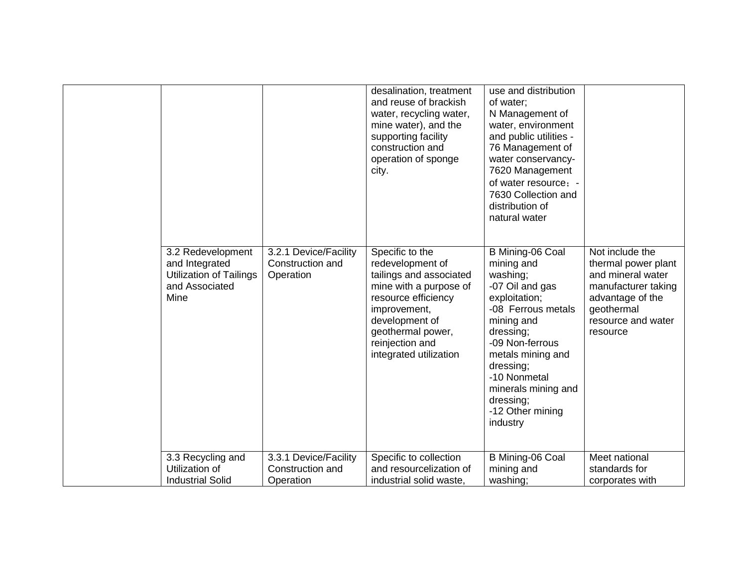| | | | | | |
|---|---|---|---|---|---|
| | | | desalination, treatment and reuse of brackish water, recycling water, mine water), and the supporting facility construction and operation of sponge city. | use and distribution of water;<br>N Management of water, environment and public utilities - 76 Management of water conservancy-7620 Management of water resource；-7630 Collection and distribution of natural water | |
| | 3.2 Redevelopment and Integrated Utilization of Tailings and Associated Mine | 3.2.1 Device/Facility Construction and Operation | Specific to the redevelopment of tailings and associated mine with a purpose of resource efficiency improvement, development of geothermal power, reinjection and integrated utilization | B Mining-06 Coal mining and washing;<br>-07 Oil and gas exploitation;<br>-08 Ferrous metals mining and dressing;<br>-09 Non-ferrous metals mining and dressing;<br>-10 Nonmetal minerals mining and dressing;<br>-12 Other mining industry | Not include the thermal power plant and mineral water manufacturer taking advantage of the geothermal resource and water resource |
| | 3.3 Recycling and Utilization of Industrial Solid | 3.3.1 Device/Facility Construction and Operation | Specific to collection and resourcelization of industrial solid waste, | B Mining-06 Coal mining and washing; | Meet national standards for corporates with |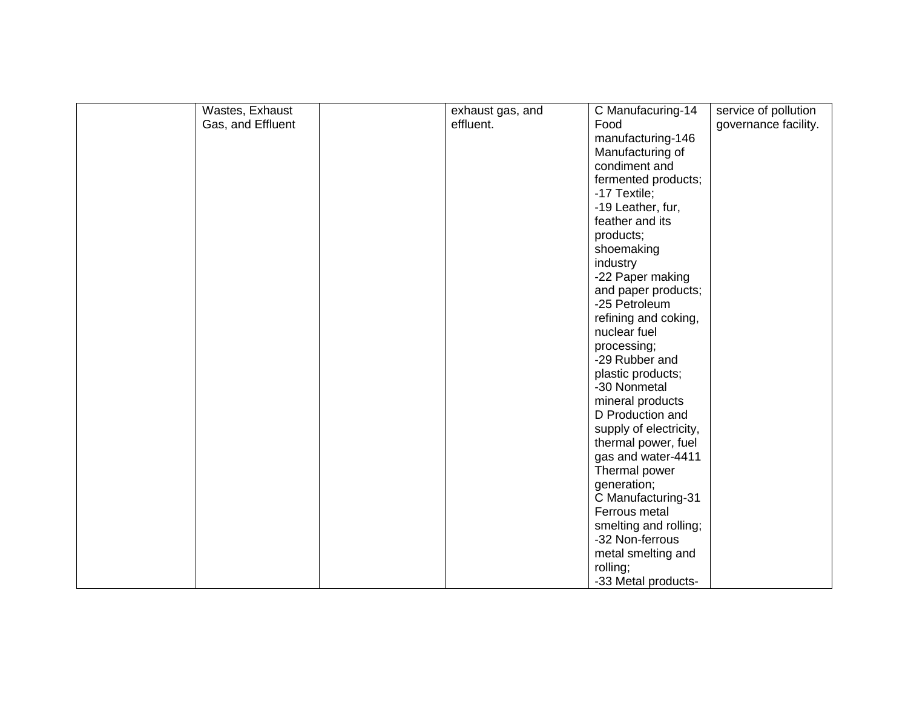| | | | | | |
|---|---|---|---|---|---|
| | Wastes, Exhaust Gas, and Effluent | | exhaust gas, and effluent. | C Manufacuring-14 Food manufacturing-146 Manufacturing of condiment and fermented products;<br>-17 Textile;<br>-19 Leather, fur, feather and its products; shoemaking industry<br>-22 Paper making and paper products;<br>-25 Petroleum refining and coking, nuclear fuel processing;<br>-29 Rubber and plastic products;<br>-30 Nonmetal mineral products<br>D Production and supply of electricity, thermal power, fuel gas and water-4411 Thermal power generation;<br>C Manufacturing-31 Ferrous metal smelting and rolling;<br>-32 Non-ferrous metal smelting and rolling;<br>-33 Metal products- | service of pollution governance facility. |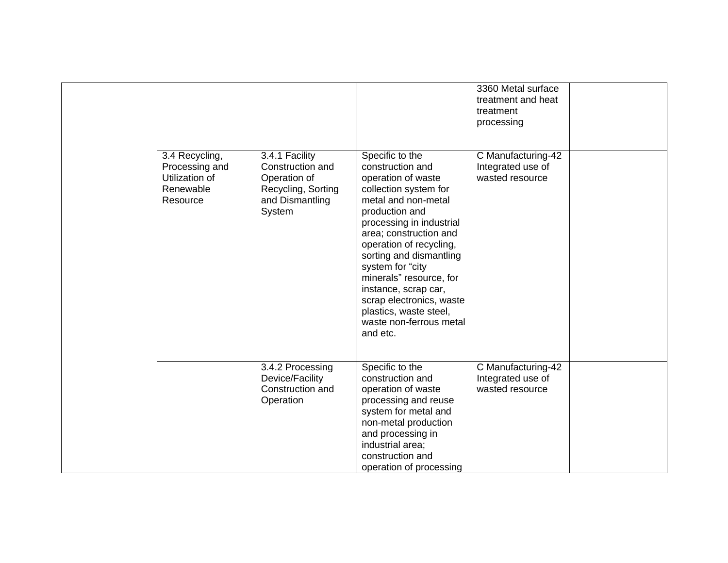| | | | | | |
|---|---|---|---|---|---|
| | | | | 3360 Metal surface treatment and heat treatment processing | |
| | 3.4 Recycling, Processing and Utilization of Renewable Resource | 3.4.1 Facility Construction and Operation of Recycling, Sorting and Dismantling System | Specific to the construction and operation of waste collection system for metal and non-metal production and processing in industrial area; construction and operation of recycling, sorting and dismantling system for "city minerals" resource, for instance, scrap car, scrap electronics, waste plastics, waste steel, waste non-ferrous metal and etc. | C Manufacturing-42 Integrated use of wasted resource | |
| | | 3.4.2 Processing Device/Facility Construction and Operation | Specific to the construction and operation of waste processing and reuse system for metal and non-metal production and processing in industrial area; construction and operation of processing | C Manufacturing-42 Integrated use of wasted resource | |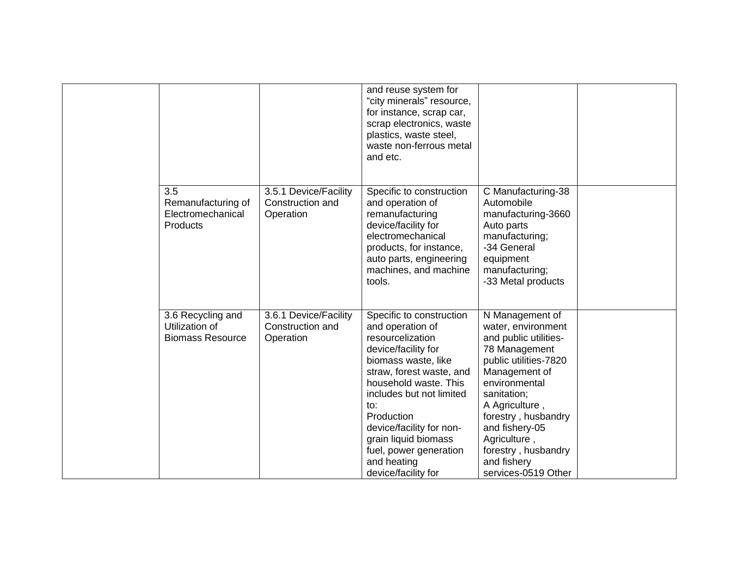| | | | | | |
|---|---|---|---|---|---|
| | | | and reuse system for "city minerals" resource, for instance, scrap car, scrap electronics, waste plastics, waste steel, waste non-ferrous metal and etc. | | |
| | 3.5 Remanufacturing of Electromechanical Products | 3.5.1 Device/Facility Construction and Operation | Specific to construction and operation of remanufacturing device/facility for electromechanical products, for instance, auto parts, engineering machines, and machine tools. | C Manufacturing-38 Automobile manufacturing-3660 Auto parts manufacturing;<br>-34 General equipment manufacturing;<br>-33 Metal products | |
| | 3.6 Recycling and Utilization of Biomass Resource | 3.6.1 Device/Facility Construction and Operation | Specific to construction and operation of resourcelization device/facility for biomass waste, like straw, forest waste, and household waste. This includes but not limited to:<br>Production device/facility for non-grain liquid biomass fuel, power generation and heating device/facility for | N Management of water, environment and public utilities-78 Management public utilities-7820 Management of environmental sanitation;<br>A Agriculture , forestry , husbandry and fishery-05 Agriculture , forestry , husbandry and fishery services-0519 Other | |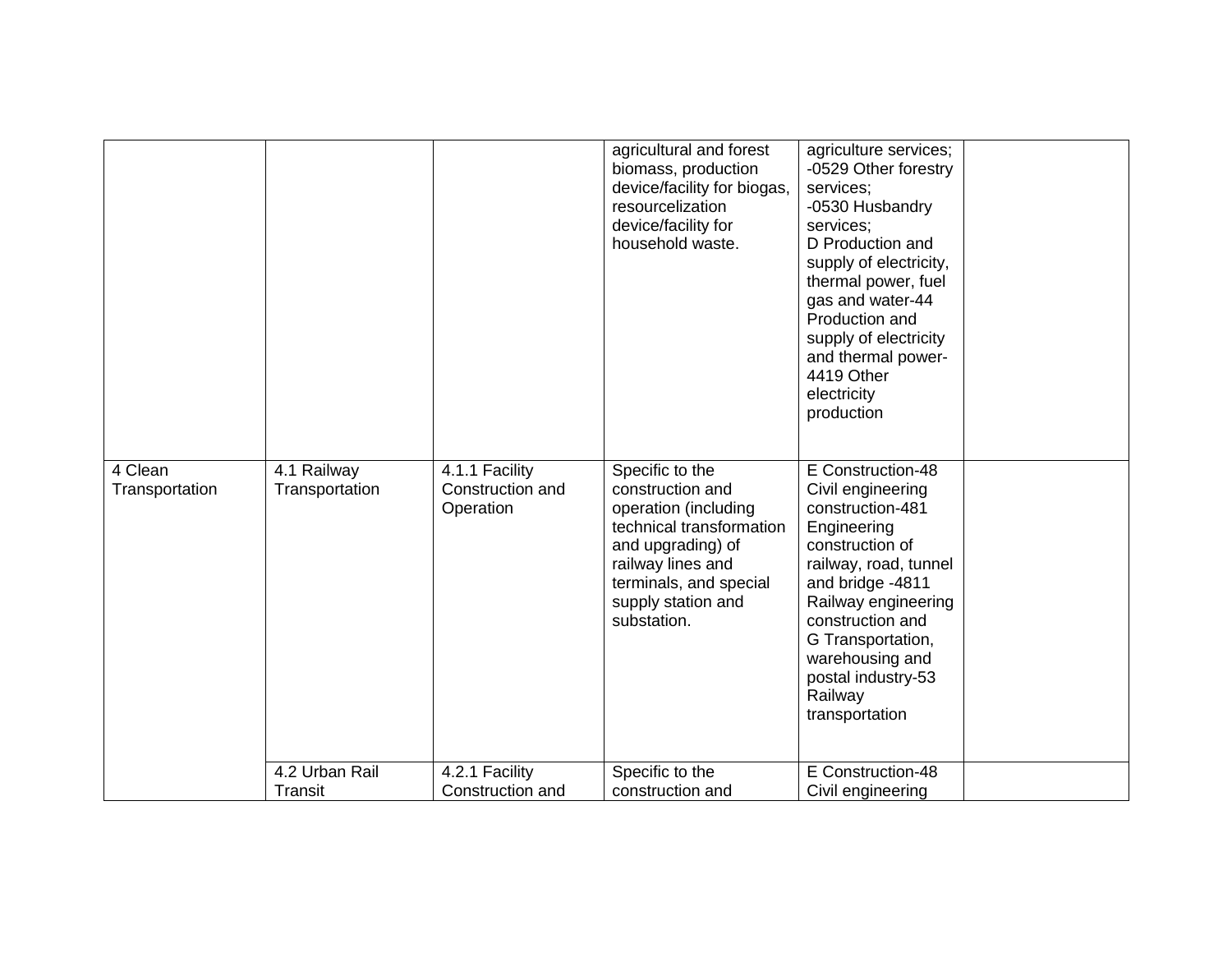| | | | | | |
|---|---|---|---|---|---|
| | | | agricultural and forest biomass, production device/facility for biogas, resourcelization device/facility for household waste. | agriculture services; -0529 Other forestry services; -0530 Husbandry services; D Production and supply of electricity, thermal power, fuel gas and water-44 Production and supply of electricity and thermal power-4419 Other electricity production | |
| 4 Clean Transportation | 4.1 Railway Transportation | 4.1.1 Facility Construction and Operation | Specific to the construction and operation (including technical transformation and upgrading) of railway lines and terminals, and special supply station and substation. | E Construction-48 Civil engineering construction-481 Engineering construction of railway, road, tunnel and bridge -4811 Railway engineering construction and G Transportation, warehousing and postal industry-53 Railway transportation | |
| | 4.2 Urban Rail Transit | 4.2.1 Facility Construction and | Specific to the construction and | E Construction-48 Civil engineering | |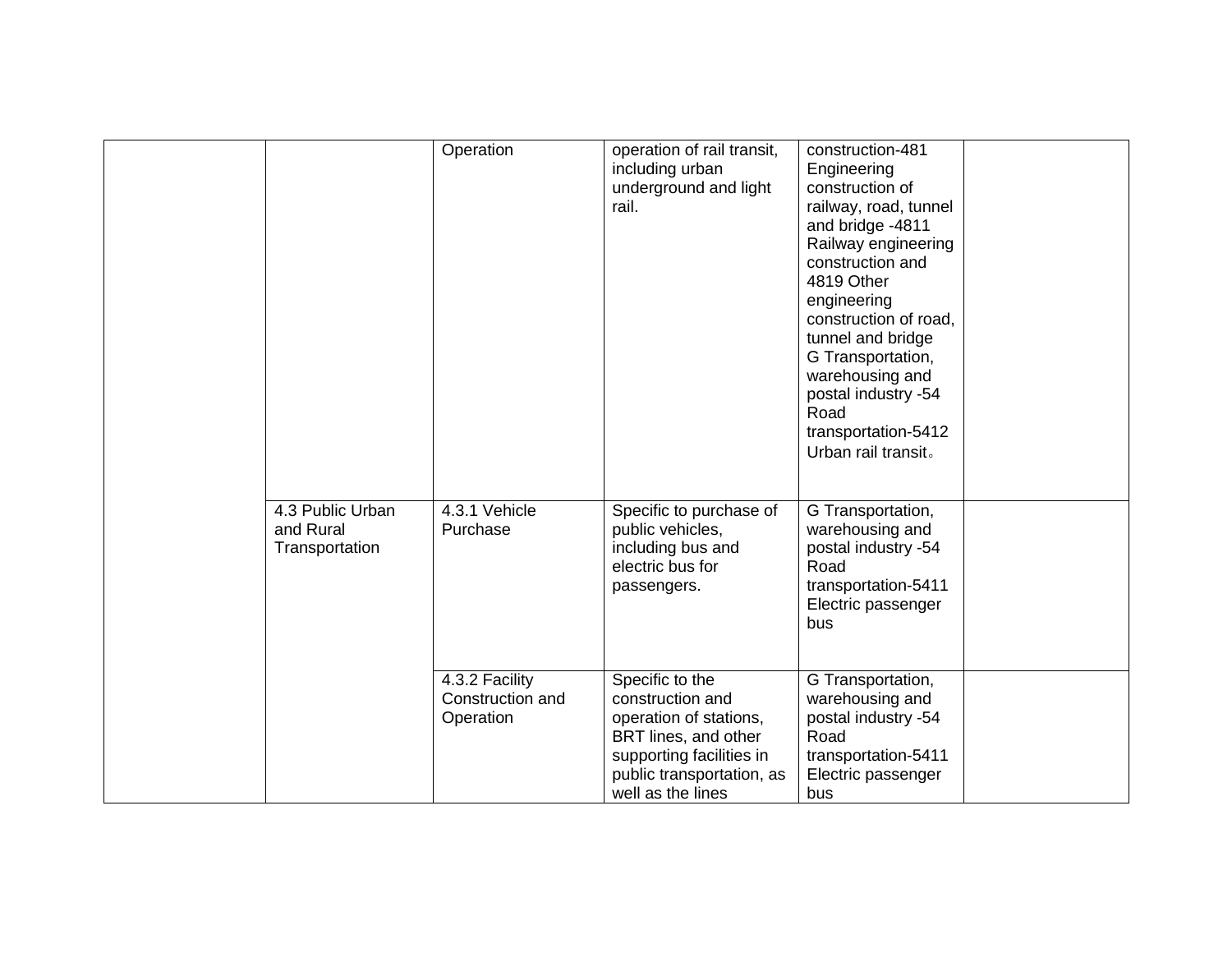|  |  | Operation | operation of rail transit, including urban underground and light rail. | construction-481 Engineering construction of railway, road, tunnel and bridge -4811 Railway engineering construction and 4819 Other engineering construction of road, tunnel and bridge G Transportation, warehousing and postal industry -54 Road transportation-5412 Urban rail transit。 |  |
|---|---|---|---|---|---|
|  | 4.3 Public Urban and Rural Transportation | 4.3.1 Vehicle Purchase | Specific to purchase of public vehicles, including bus and electric bus for passengers. | G Transportation, warehousing and postal industry -54 Road transportation-5411 Electric passenger bus |  |
|  |  | 4.3.2 Facility Construction and Operation | Specific to the construction and operation of stations, BRT lines, and other supporting facilities in public transportation, as well as the lines | G Transportation, warehousing and postal industry -54 Road transportation-5411 Electric passenger bus |  |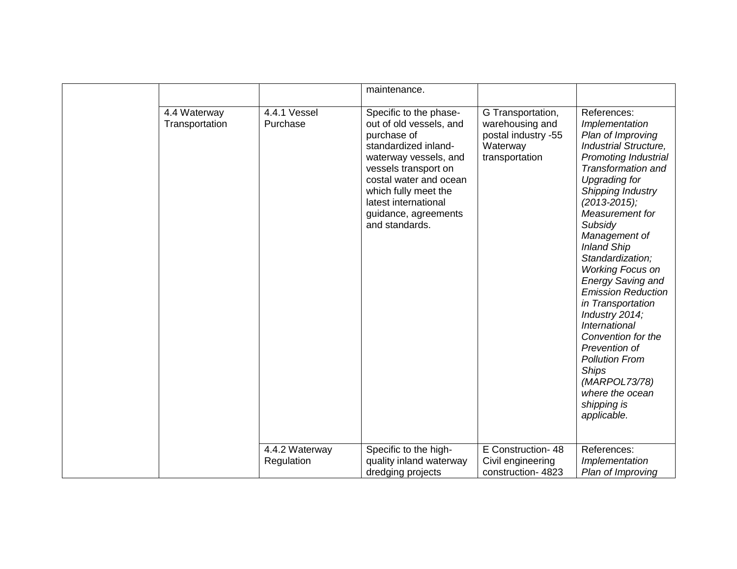| | | | | | |
|---|---|---|---|---|---|
| | | | maintenance. | | |
| | 4.4 Waterway Transportation | 4.4.1 Vessel Purchase | Specific to the phase-out of old vessels, and purchase of standardized inland-waterway vessels, and vessels transport on costal water and ocean which fully meet the latest international guidance, agreements and standards. | G Transportation, warehousing and postal industry -55 Waterway transportation | References: *Implementation Plan of Improving Industrial Structure, Promoting Industrial Transformation and Upgrading for Shipping Industry (2013-2015); Measurement for Subsidy Management of Inland Ship Standardization; Working Focus on Energy Saving and Emission Reduction in Transportation Industry 2014; International Convention for the Prevention of Pollution From Ships (MARPOL73/78) where the ocean shipping is applicable.* |
| | | 4.4.2 Waterway Regulation | Specific to the high-quality inland waterway dredging projects | E Construction- 48 Civil engineering construction- 4823 | References: *Implementation Plan of Improving* |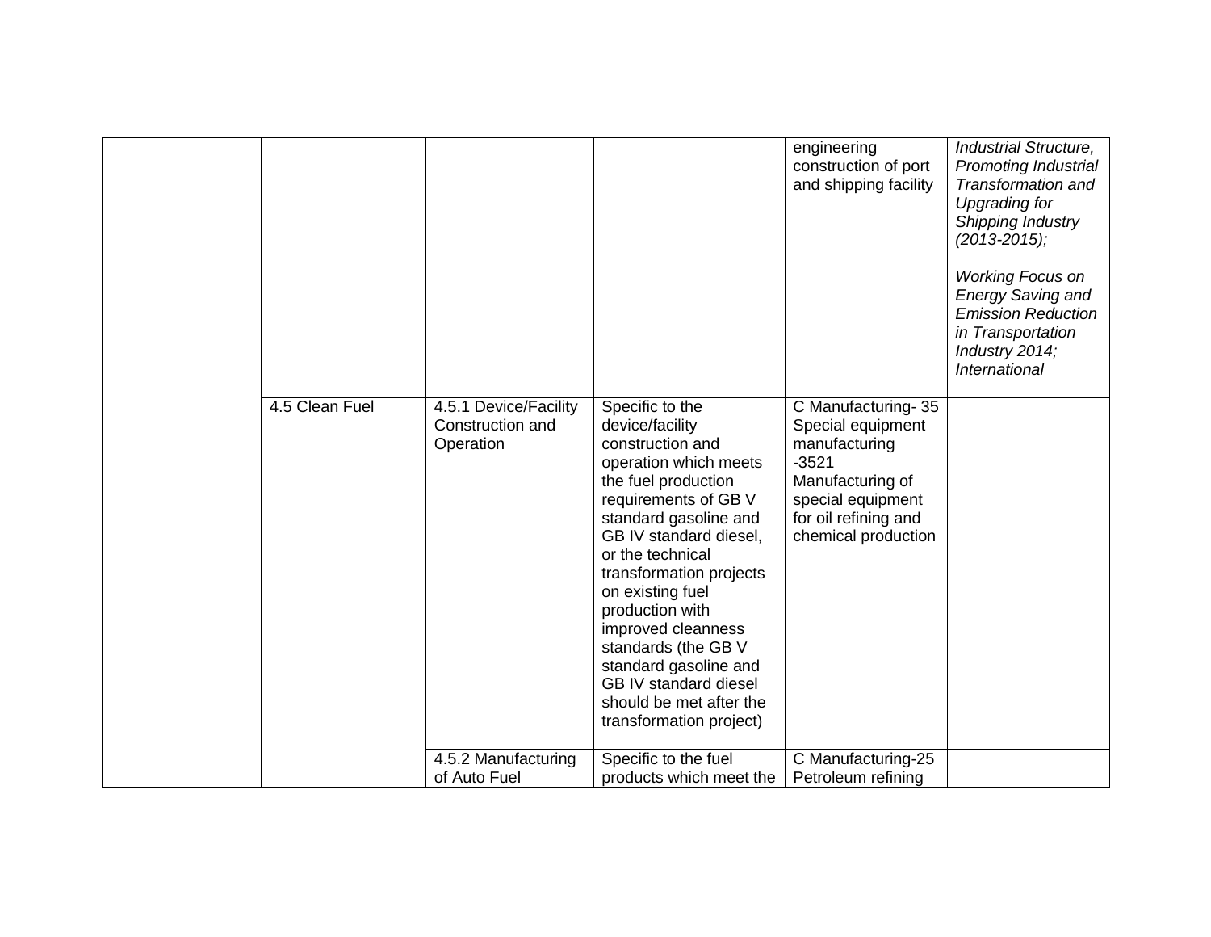| | | | | | |
|---|---|---|---|---|---|
| | | | | engineering construction of port and shipping facility | *Industrial Structure, Promoting Industrial Transformation and Upgrading for Shipping Industry (2013-2015);*<br><br>*Working Focus on Energy Saving and Emission Reduction in Transportation Industry 2014; International* |
| | 4.5 Clean Fuel | 4.5.1 Device/Facility Construction and Operation | Specific to the device/facility construction and operation which meets the fuel production requirements of GB V standard gasoline and GB IV standard diesel, or the technical transformation projects on existing fuel production with improved cleanness standards (the GB V standard gasoline and GB IV standard diesel should be met after the transformation project) | C Manufacturing- 35 Special equipment manufacturing -3521 Manufacturing of special equipment for oil refining and chemical production | |
| | | 4.5.2 Manufacturing of Auto Fuel | Specific to the fuel products which meet the | C Manufacturing-25 Petroleum refining | |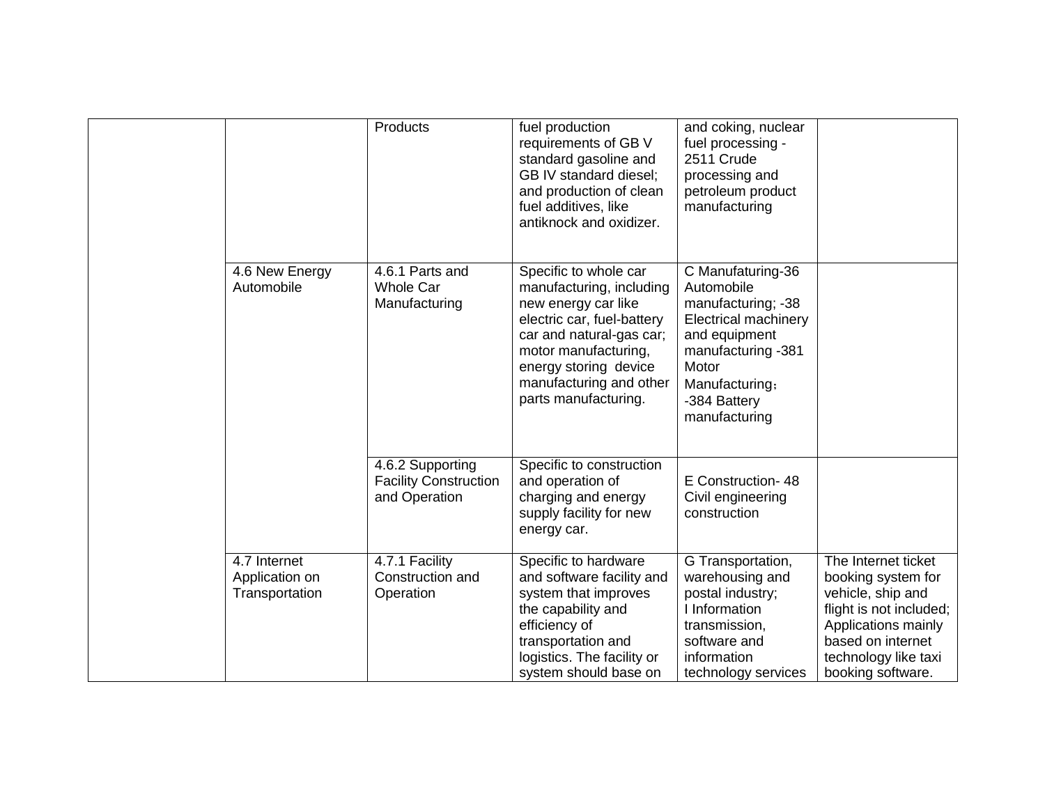| | | | | | |
|---|---|---|---|---|---|
| | | Products | fuel production requirements of GB V standard gasoline and GB IV standard diesel; and production of clean fuel additives, like antiknock and oxidizer. | and coking, nuclear fuel processing - 2511 Crude processing and petroleum product manufacturing | |
| | 4.6 New Energy Automobile | 4.6.1 Parts and Whole Car Manufacturing | Specific to whole car manufacturing, including new energy car like electric car, fuel-battery car and natural-gas car; motor manufacturing, energy storing device manufacturing and other parts manufacturing. | C Manufaturing-36 Automobile manufacturing; -38 Electrical machinery and equipment manufacturing -381 Motor Manufacturing； -384 Battery manufacturing | |
| | | 4.6.2 Supporting Facility Construction and Operation | Specific to construction and operation of charging and energy supply facility for new energy car. | E Construction- 48 Civil engineering construction | |
| | 4.7 Internet Application on Transportation | 4.7.1 Facility Construction and Operation | Specific to hardware and software facility and system that improves the capability and efficiency of transportation and logistics. The facility or system should base on | G Transportation, warehousing and postal industry; I Information transmission, software and information technology services | The Internet ticket booking system for vehicle, ship and flight is not included; Applications mainly based on internet technology like taxi booking software. |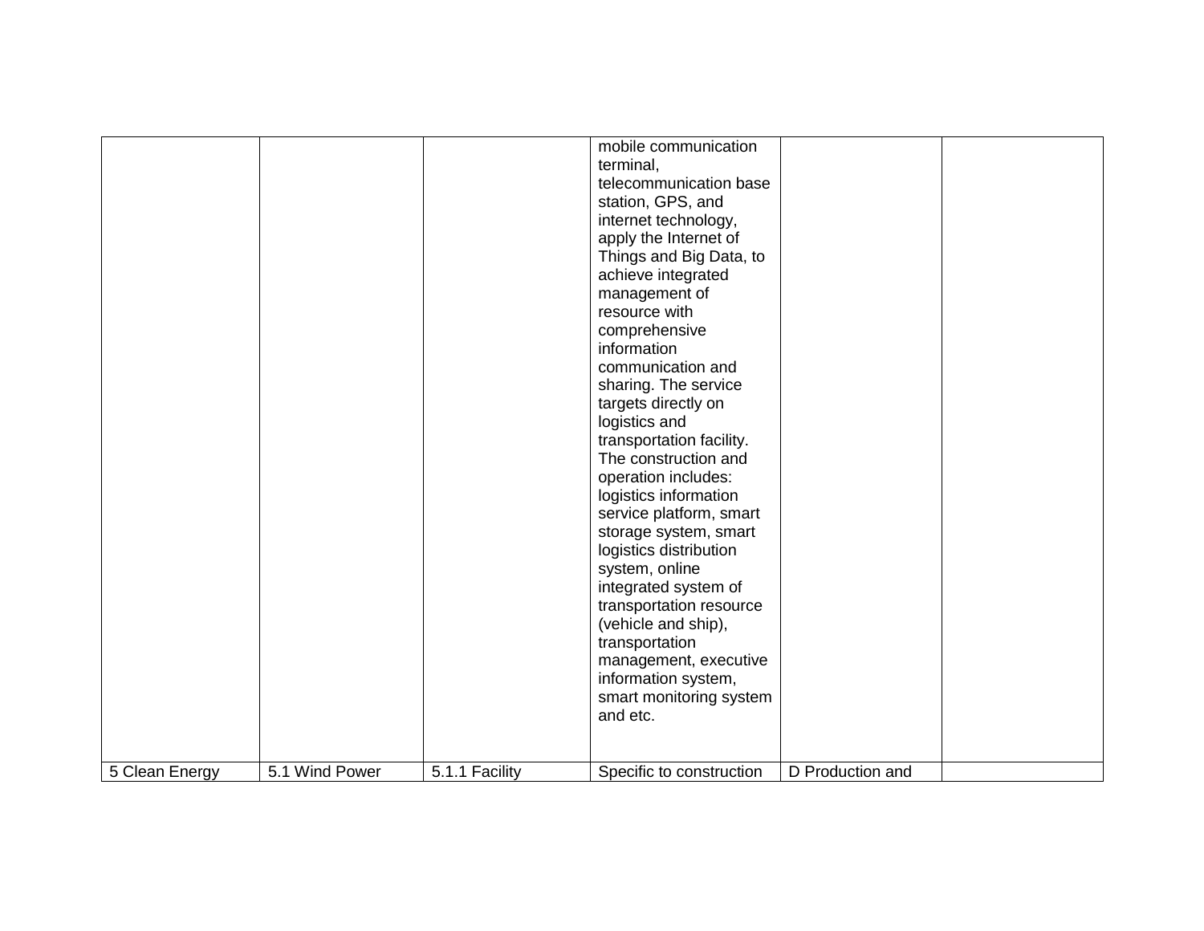| | | | | | |
|---|---|---|---|---|---|
| | | | mobile communication terminal, telecommunication base station, GPS, and internet technology, apply the Internet of Things and Big Data, to achieve integrated management of resource with comprehensive information communication and sharing. The service targets directly on logistics and transportation facility. The construction and operation includes: logistics information service platform, smart storage system, smart logistics distribution system, online integrated system of transportation resource (vehicle and ship), transportation management, executive information system, smart monitoring system and etc. | | |
| 5 Clean Energy | 5.1 Wind Power | 5.1.1 Facility | Specific to construction | D Production and | |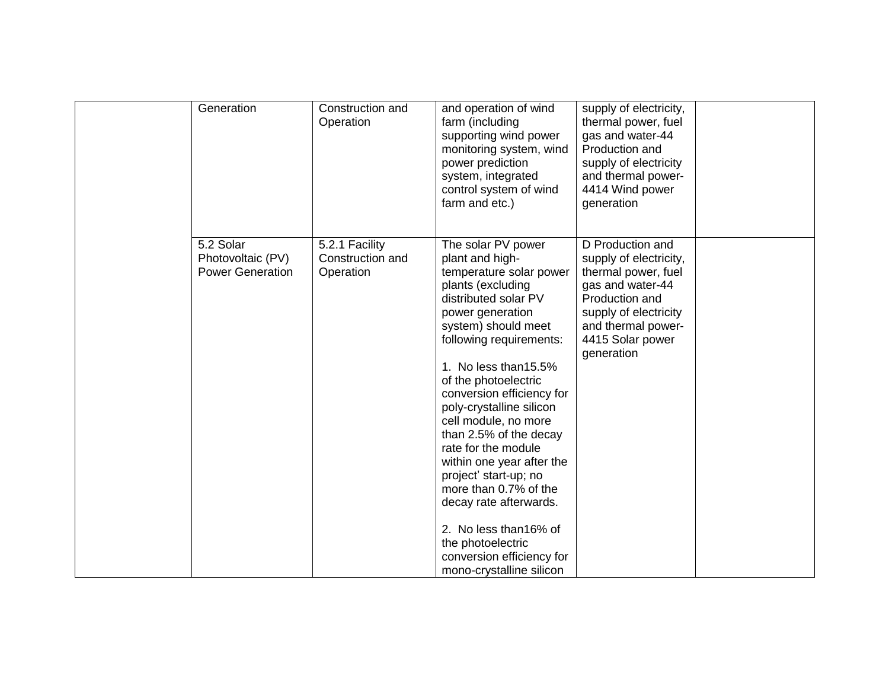|  |  |  |  |  |  |
|---|---|---|---|---|---|
|  | Generation | Construction and Operation | and operation of wind farm (including supporting wind power monitoring system, wind power prediction system, integrated control system of wind farm and etc.) | supply of electricity, thermal power, fuel gas and water-44 Production and supply of electricity and thermal power-4414 Wind power generation |  |
|  | 5.2 Solar Photovoltaic (PV) Power Generation | 5.2.1 Facility Construction and Operation | The solar PV power plant and high-temperature solar power plants (excluding distributed solar PV power generation system) should meet following requirements:<br><br>1. No less than15.5% of the photoelectric conversion efficiency for poly-crystalline silicon cell module, no more than 2.5% of the decay rate for the module within one year after the project' start-up; no more than 0.7% of the decay rate afterwards.<br><br>2. No less than16% of the photoelectric conversion efficiency for mono-crystalline silicon | D Production and supply of electricity, thermal power, fuel gas and water-44 Production and supply of electricity and thermal power-4415 Solar power generation |  |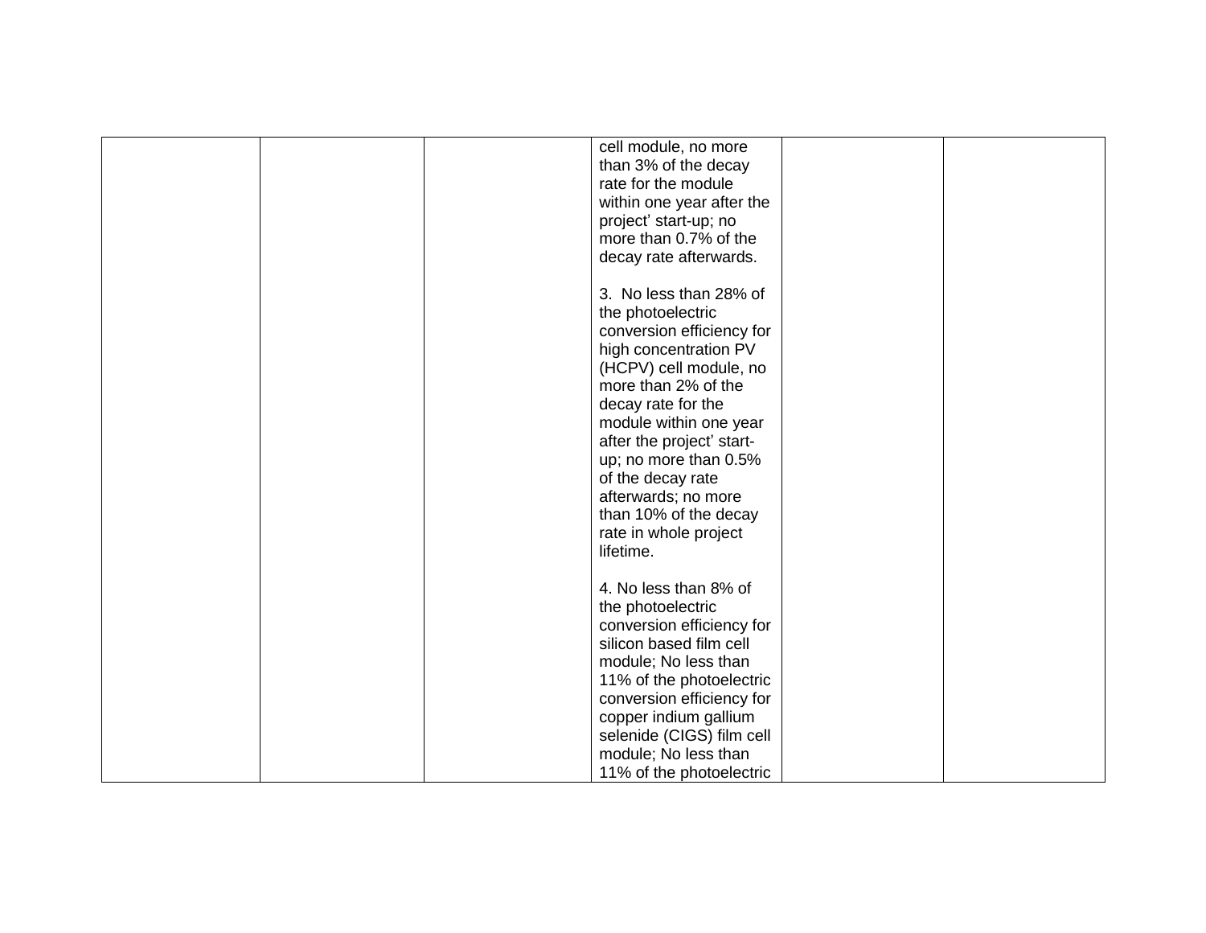|  |  |  | cell module, no more than 3% of the decay rate for the module within one year after the project' start-up; no more than 0.7% of the decay rate afterwards.<br><br>3. No less than 28% of the photoelectric conversion efficiency for high concentration PV (HCPV) cell module, no more than 2% of the decay rate for the module within one year after the project' start-up; no more than 0.5% of the decay rate afterwards; no more than 10% of the decay rate in whole project lifetime.<br><br>4. No less than 8% of the photoelectric conversion efficiency for silicon based film cell module; No less than 11% of the photoelectric conversion efficiency for copper indium gallium selenide (CIGS) film cell module; No less than 11% of the photoelectric |  |  |
|---|---|---|---|---|---|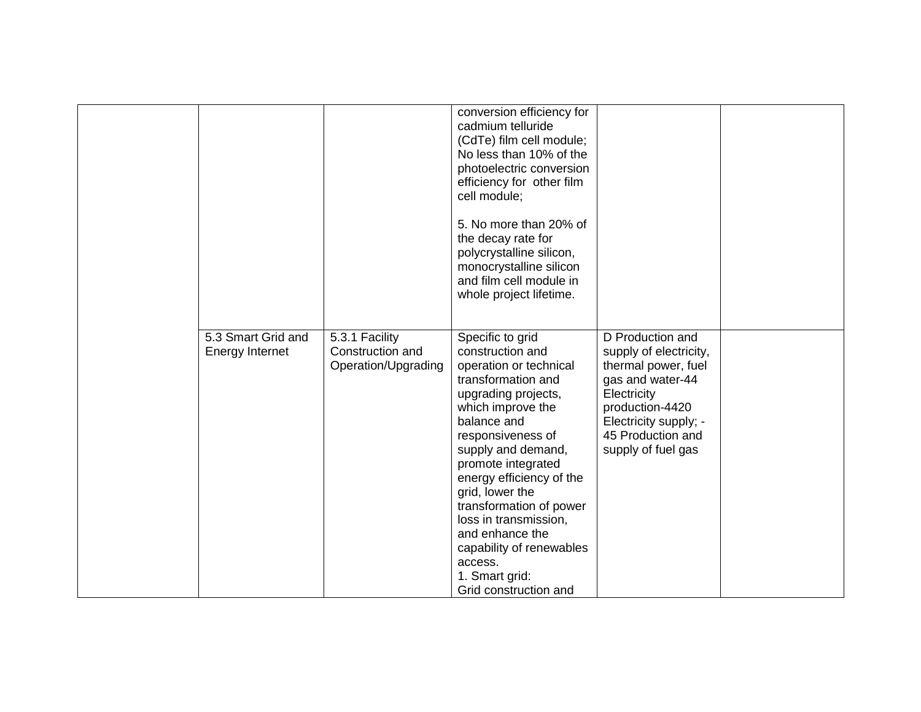| | | | | | |
|---|---|---|---|---|---|
| | | | conversion efficiency for cadmium telluride (CdTe) film cell module; No less than 10% of the photoelectric conversion efficiency for other film cell module;<br><br>5. No more than 20% of the decay rate for polycrystalline silicon, monocrystalline silicon and film cell module in whole project lifetime. | | |
| | 5.3 Smart Grid and Energy Internet | 5.3.1 Facility Construction and Operation/Upgrading | Specific to grid construction and operation or technical transformation and upgrading projects, which improve the balance and responsiveness of supply and demand, promote integrated energy efficiency of the grid, lower the transformation of power loss in transmission, and enhance the capability of renewables access.<br>1. Smart grid:<br>Grid construction and | D Production and supply of electricity, thermal power, fuel gas and water-44 Electricity production-4420 Electricity supply; -45 Production and supply of fuel gas | |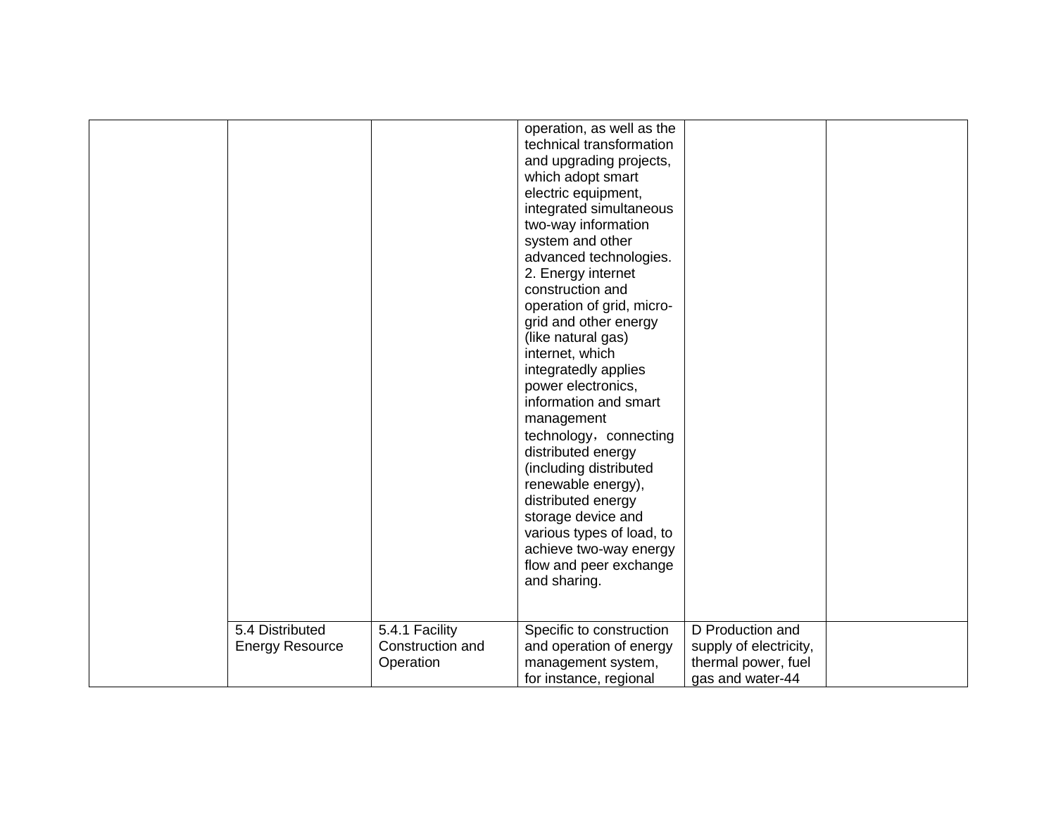| | | | | | |
|---|---|---|---|---|---|
| | | | operation, as well as the technical transformation and upgrading projects, which adopt smart electric equipment, integrated simultaneous two-way information system and other advanced technologies.<br>2. Energy internet construction and operation of grid, micro-grid and other energy (like natural gas) internet, which integratedly applies power electronics, information and smart management technology，connecting distributed energy (including distributed renewable energy), distributed energy storage device and various types of load, to achieve two-way energy flow and peer exchange and sharing. | | |
| | 5.4 Distributed Energy Resource | 5.4.1 Facility Construction and Operation | Specific to construction and operation of energy management system, for instance, regional | D Production and supply of electricity, thermal power, fuel gas and water-44 | |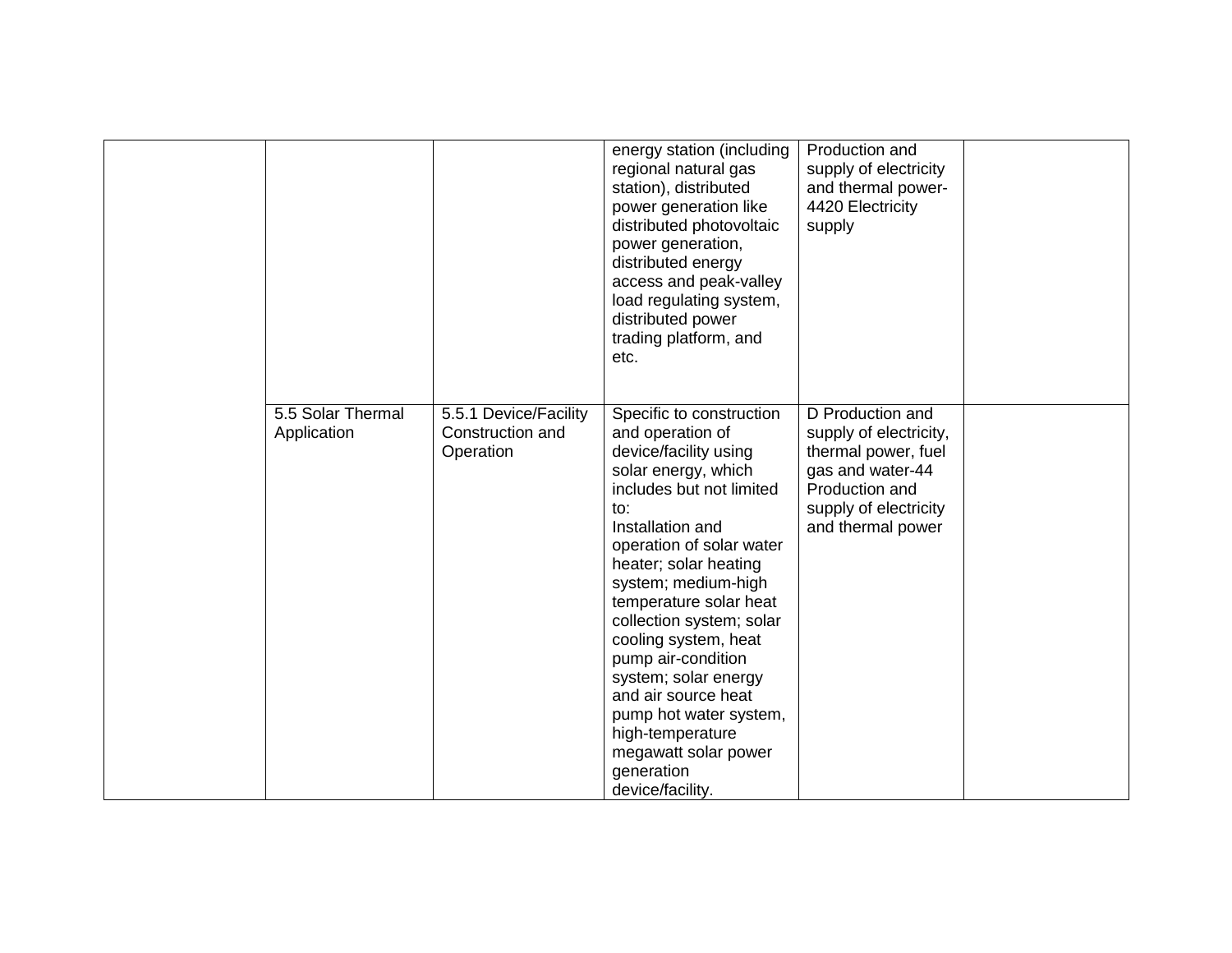| | | | | | |
|---|---|---|---|---|---|
| | | | energy station (including regional natural gas station), distributed power generation like distributed photovoltaic power generation, distributed energy access and peak-valley load regulating system, distributed power trading platform, and etc. | Production and supply of electricity and thermal power-4420 Electricity supply | |
| | 5.5 Solar Thermal Application | 5.5.1 Device/Facility Construction and Operation | Specific to construction and operation of device/facility using solar energy, which includes but not limited to:<br>Installation and operation of solar water heater; solar heating system; medium-high temperature solar heat collection system; solar cooling system, heat pump air-condition system; solar energy and air source heat pump hot water system, high-temperature megawatt solar power generation device/facility. | D Production and supply of electricity, thermal power, fuel gas and water-44 Production and supply of electricity and thermal power | |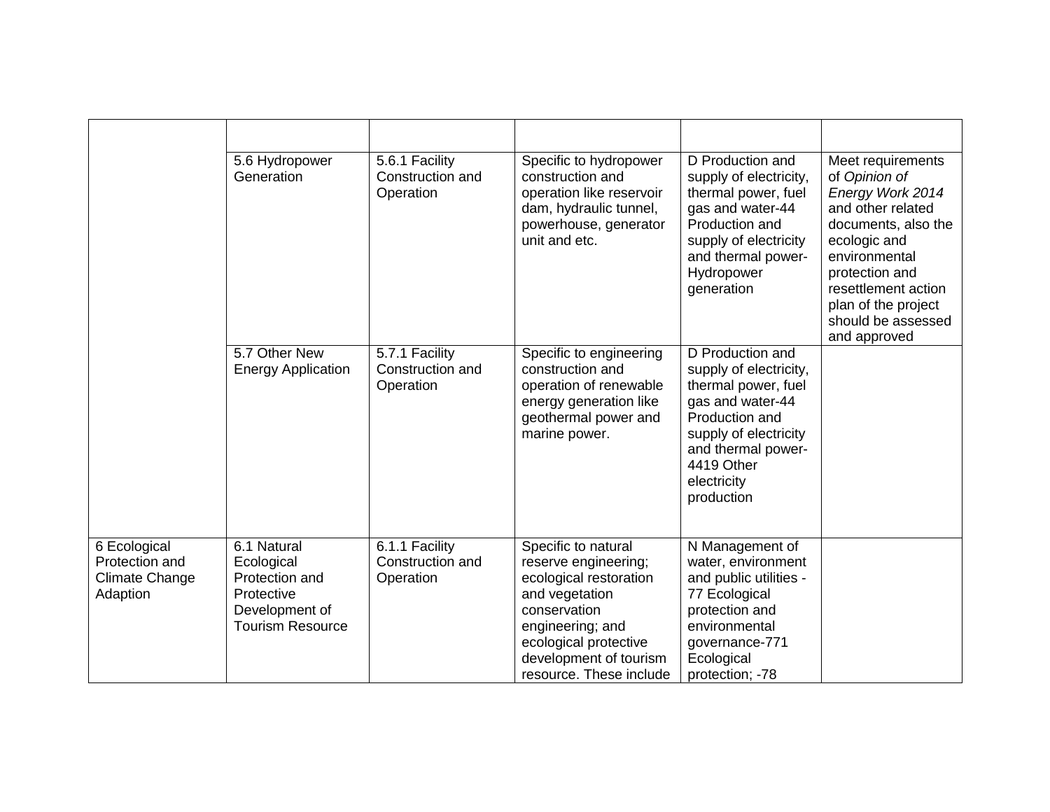| | | | | | |
|---|---|---|---|---|---|
| | 5.6 Hydropower Generation | 5.6.1 Facility Construction and Operation | Specific to hydropower construction and operation like reservoir dam, hydraulic tunnel, powerhouse, generator unit and etc. | D Production and supply of electricity, thermal power, fuel gas and water-44 Production and supply of electricity and thermal power-Hydropower generation | Meet requirements of *Opinion of Energy Work 2014* and other related documents, also the ecologic and environmental protection and resettlement action plan of the project should be assessed and approved |
| | 5.7 Other New Energy Application | 5.7.1 Facility Construction and Operation | Specific to engineering construction and operation of renewable energy generation like geothermal power and marine power. | D Production and supply of electricity, thermal power, fuel gas and water-44 Production and supply of electricity and thermal power-4419 Other electricity production | |
| 6 Ecological Protection and Climate Change Adaption | 6.1 Natural Ecological Protection and Protective Development of Tourism Resource | 6.1.1 Facility Construction and Operation | Specific to natural reserve engineering; ecological restoration and vegetation conservation engineering; and ecological protective development of tourism resource. These include | N Management of water, environment and public utilities -77 Ecological protection and environmental governance-771 Ecological protection; -78 | |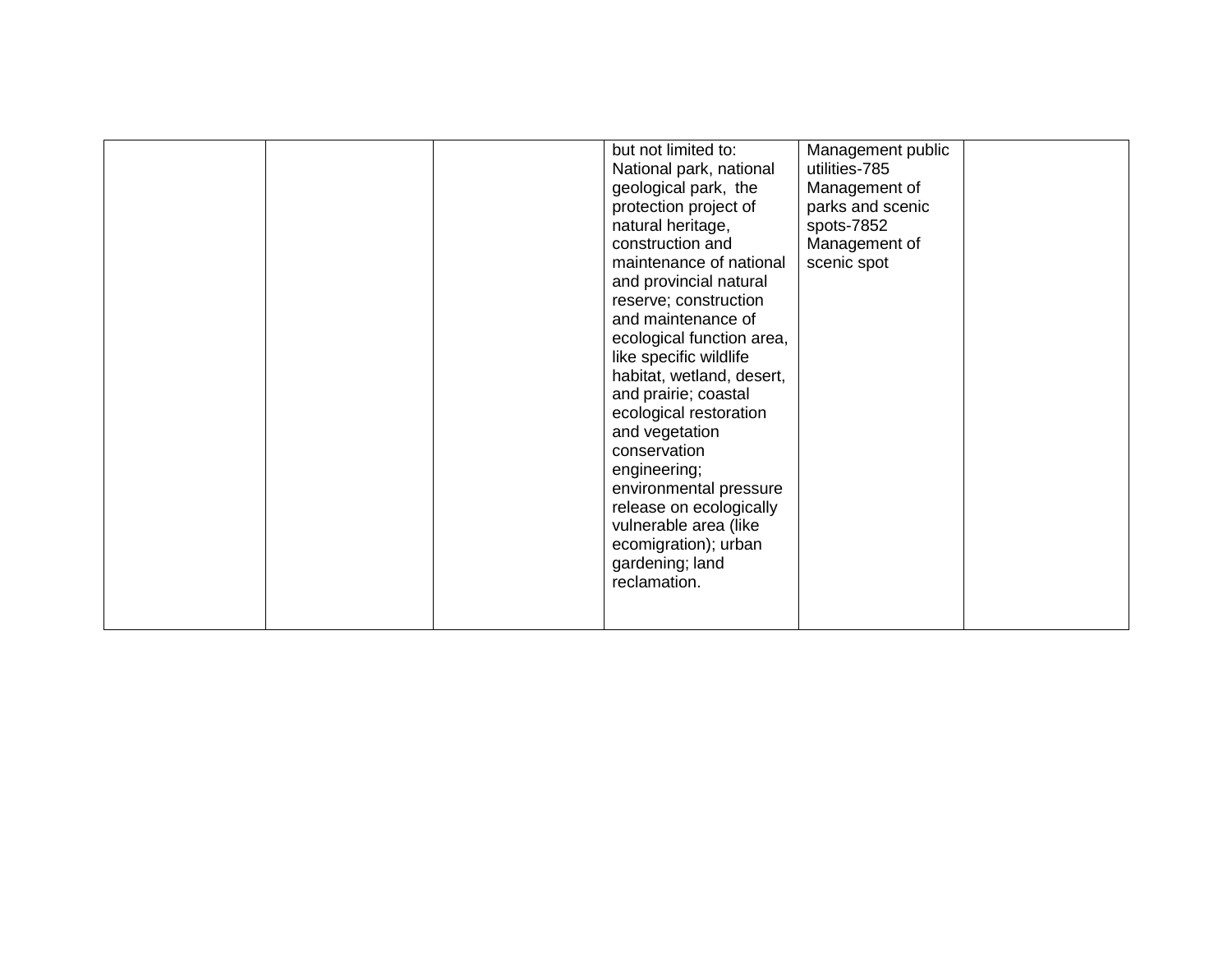| | | | | | |
|---|---|---|---|---|---|
| | | | but not limited to: National park, national geological park, the protection project of natural heritage, construction and maintenance of national and provincial natural reserve; construction and maintenance of ecological function area, like specific wildlife habitat, wetland, desert, and prairie; coastal ecological restoration and vegetation conservation engineering; environmental pressure release on ecologically vulnerable area (like ecomigration); urban gardening; land reclamation. | Management public utilities-785 Management of parks and scenic spots-7852 Management of scenic spot | |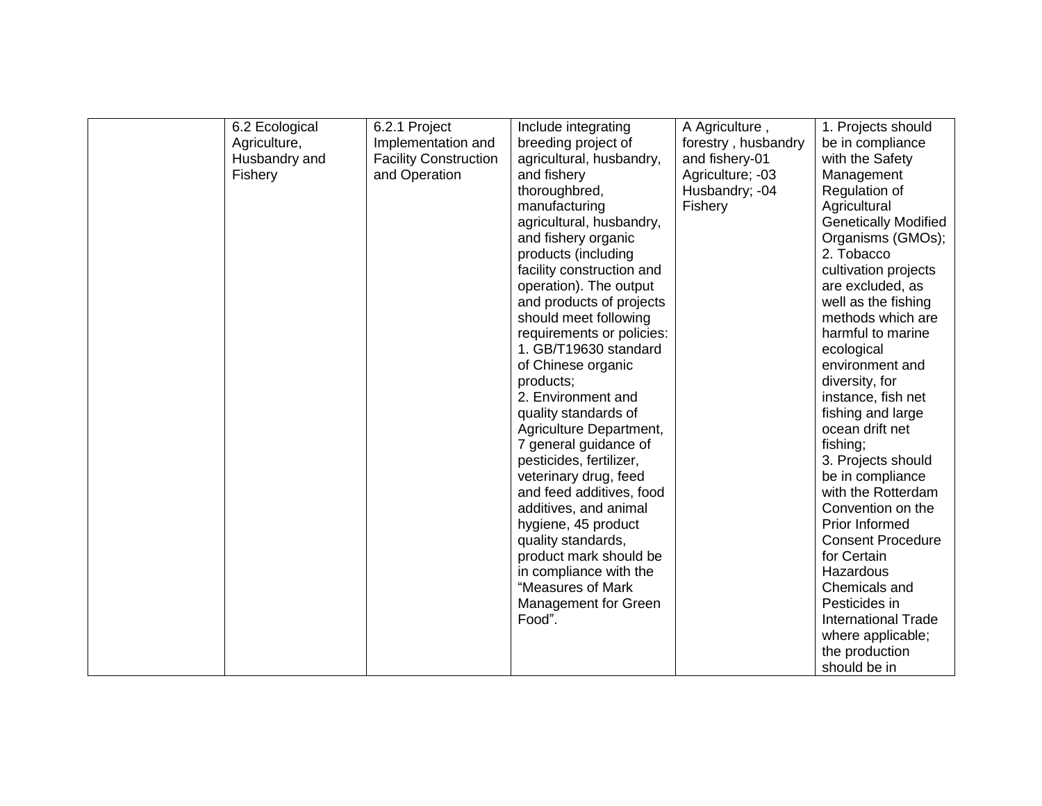|  | 6.2 Ecological Agriculture, Husbandry and Fishery | 6.2.1 Project Implementation and Facility Construction and Operation | Include integrating breeding project of agricultural, husbandry, and fishery thoroughbred, manufacturing agricultural, husbandry, and fishery organic products (including facility construction and operation). The output and products of projects should meet following requirements or policies: 1. GB/T19630 standard of Chinese organic products; 2. Environment and quality standards of Agriculture Department, 7 general guidance of pesticides, fertilizer, veterinary drug, feed and feed additives, food additives, and animal hygiene, 45 product quality standards, product mark should be in compliance with the "Measures of Mark Management for Green Food". | A Agriculture , forestry , husbandry and fishery-01 Agriculture; -03 Husbandry; -04 Fishery | 1. Projects should be in compliance with the Safety Management Regulation of Agricultural Genetically Modified Organisms (GMOs); 2. Tobacco cultivation projects are excluded, as well as the fishing methods which are harmful to marine ecological environment and diversity, for instance, fish net fishing and large ocean drift net fishing; 3. Projects should be in compliance with the Rotterdam Convention on the Prior Informed Consent Procedure for Certain Hazardous Chemicals and Pesticides in International Trade where applicable; the production should be in |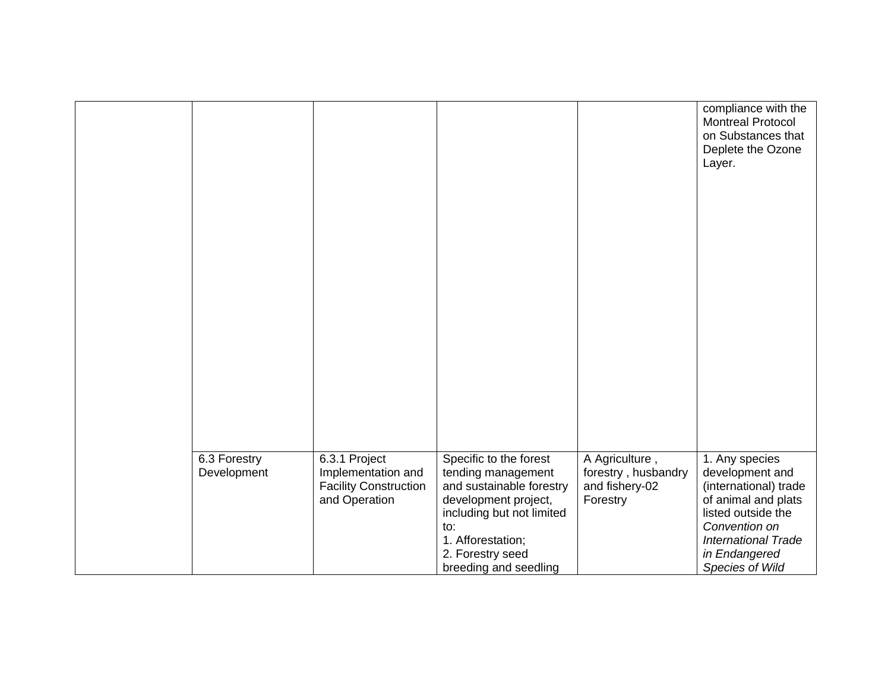| | | | | | |
|---|---|---|---|---|---|
| | | | | | compliance with the Montreal Protocol on Substances that Deplete the Ozone Layer. |
| | 6.3 Forestry Development | 6.3.1 Project Implementation and Facility Construction and Operation | Specific to the forest tending management and sustainable forestry development project, including but not limited to:<br>1. Afforestation;<br>2. Forestry seed breeding and seedling | A Agriculture , forestry , husbandry and fishery-02 Forestry | 1. Any species development and (international) trade of animal and plats listed outside the *Convention on International Trade in Endangered Species of Wild* |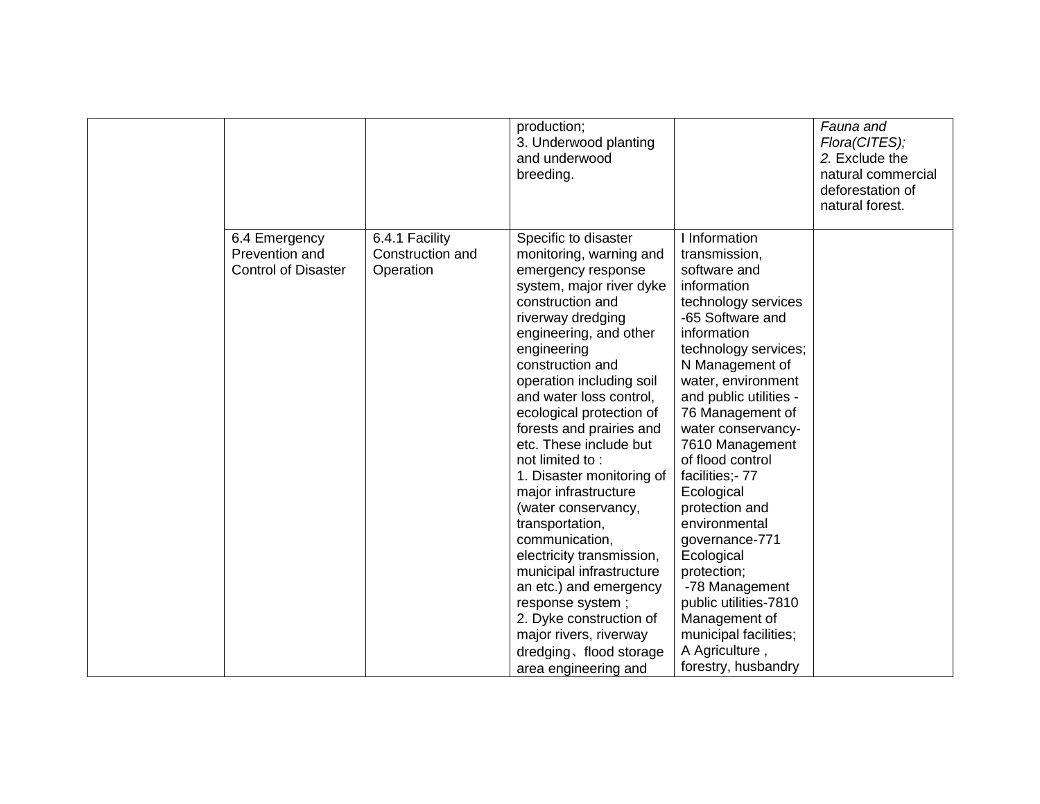| | | | | | |
|---|---|---|---|---|---|
| | | | production;<br>3. Underwood planting and underwood breeding. | | *Fauna and Flora(CITES);*<br>*2.* Exclude the natural commercial deforestation of natural forest. |
| | 6.4 Emergency Prevention and Control of Disaster | 6.4.1 Facility Construction and Operation | Specific to disaster monitoring, warning and emergency response system, major river dyke construction and riverway dredging engineering, and other engineering construction and operation including soil and water loss control, ecological protection of forests and prairies and etc. These include but not limited to :<br>1. Disaster monitoring of major infrastructure (water conservancy, transportation, communication, electricity transmission, municipal infrastructure an etc.) and emergency response system ;<br>2. Dyke construction of major rivers, riverway dredging、flood storage area engineering and | I Information transmission, software and information technology services -65 Software and information technology services; N Management of water, environment and public utilities -76 Management of water conservancy-7610 Management of flood control facilities;- 77 Ecological protection and environmental governance-771 Ecological protection;<br>-78 Management public utilities-7810 Management of municipal facilities; A Agriculture , forestry, husbandry | |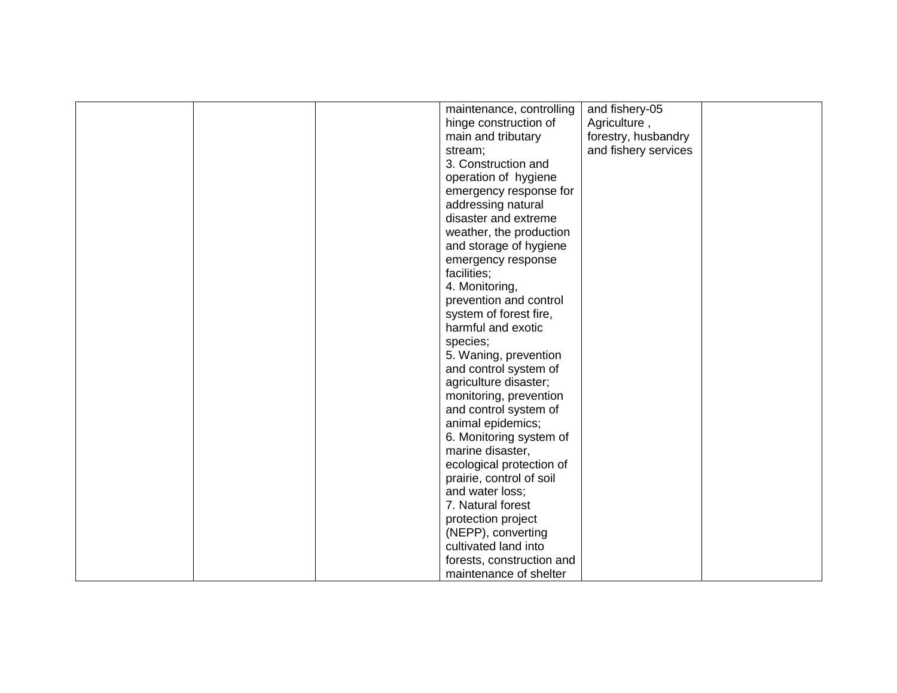| | | | | | |
|---|---|---|---|---|---|
| | | | maintenance, controlling hinge construction of main and tributary stream;<br>3. Construction and operation of hygiene emergency response for addressing natural disaster and extreme weather, the production and storage of hygiene emergency response facilities;<br>4. Monitoring, prevention and control system of forest fire, harmful and exotic species;<br>5. Waning, prevention and control system of agriculture disaster; monitoring, prevention and control system of animal epidemics;<br>6. Monitoring system of marine disaster, ecological protection of prairie, control of soil and water loss;<br>7. Natural forest protection project (NEPP), converting cultivated land into forests, construction and maintenance of shelter | and fishery-05 Agriculture , forestry, husbandry and fishery services | |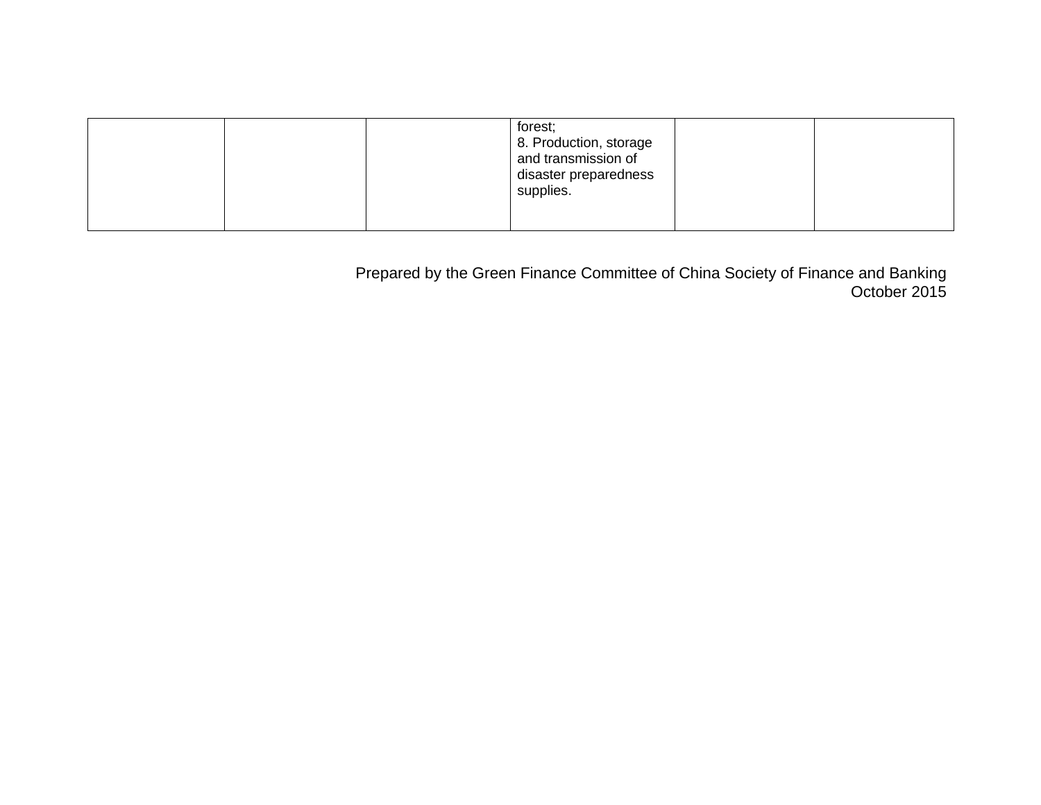| | | | | | |
|---|---|---|---|---|---|
| | | | forest;<br>8. Production, storage and transmission of disaster preparedness supplies. | | |

Prepared by the Green Finance Committee of China Society of Finance and Banking
October 2015